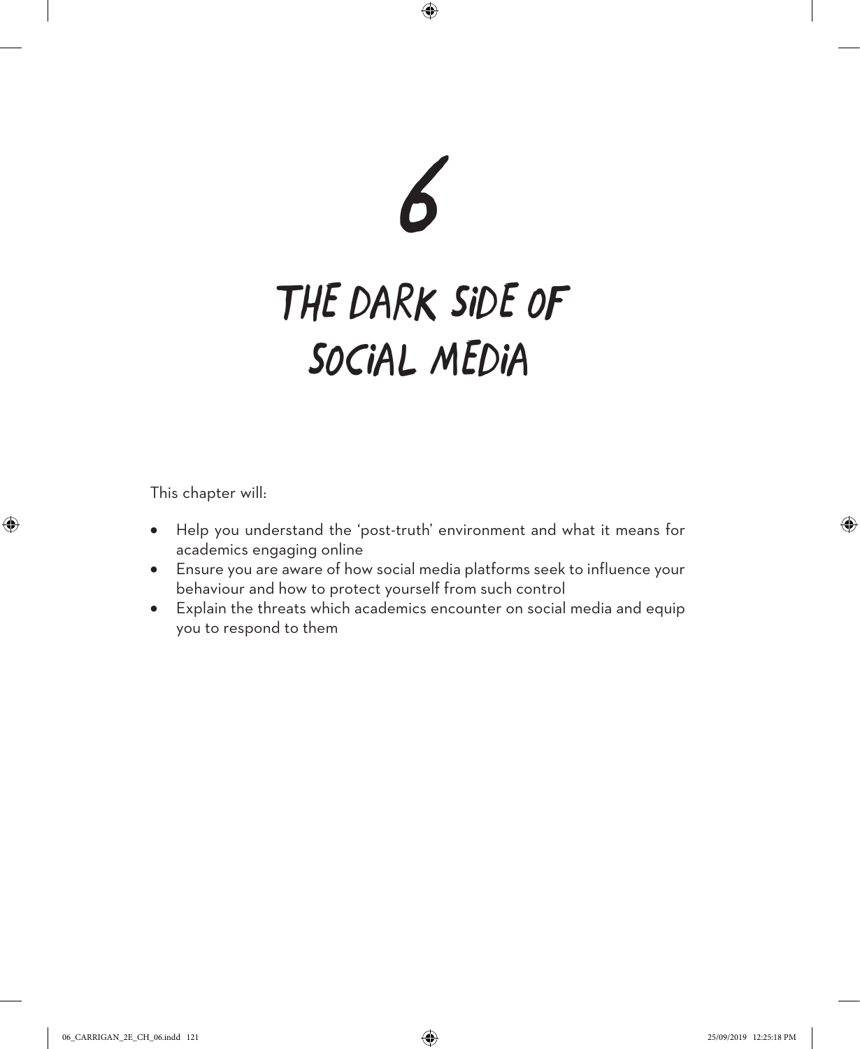# 6

# THE DARK SIDE OF SOCIAL MEDIA

This chapter will:

- Help you understand the 'post-truth' environment and what it means for academics engaging online
- Ensure you are aware of how social media platforms seek to influence your behaviour and how to protect yourself from such control
- Explain the threats which academics encounter on social media and equip you to respond to them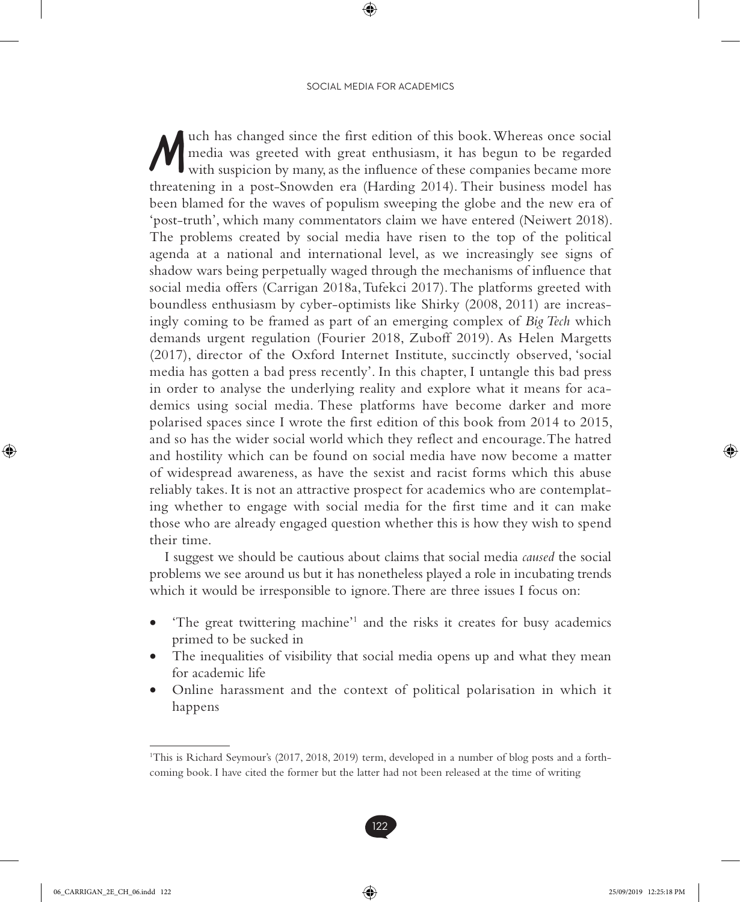Much has changed since the first edition of this book. Whereas once social media was greeted with great enthusiasm, it has begun to be regarded with suspicion by many, as the influence of these companies became more threatening in a post-Snowden era (Harding 2014). Their business model has been blamed for the waves of populism sweeping the globe and the new era of 'post-truth', which many commentators claim we have entered (Neiwert 2018). The problems created by social media have risen to the top of the political agenda at a national and international level, as we increasingly see signs of shadow wars being perpetually waged through the mechanisms of influence that social media offers (Carrigan 2018a, Tufekci 2017). The platforms greeted with boundless enthusiasm by cyber-optimists like Shirky (2008, 2011) are increasingly coming to be framed as part of an emerging complex of *Big Tech* which demands urgent regulation (Fourier 2018, Zuboff 2019). As Helen Margetts (2017), director of the Oxford Internet Institute, succinctly observed, 'social media has gotten a bad press recently'. In this chapter, I untangle this bad press in order to analyse the underlying reality and explore what it means for academics using social media. These platforms have become darker and more polarised spaces since I wrote the first edition of this book from 2014 to 2015, and so has the wider social world which they reflect and encourage. The hatred and hostility which can be found on social media have now become a matter of widespread awareness, as have the sexist and racist forms which this abuse reliably takes. It is not an attractive prospect for academics who are contemplating whether to engage with social media for the first time and it can make those who are already engaged question whether this is how they wish to spend their time.

I suggest we should be cautious about claims that social media *caused* the social problems we see around us but it has nonetheless played a role in incubating trends which it would be irresponsible to ignore. There are three issues I focus on:

- 'The great twittering machine'[1] and the risks it creates for busy academics primed to be sucked in
- The inequalities of visibility that social media opens up and what they mean for academic life
- Online harassment and the context of political polarisation in which it happens

[1]This is Richard Seymour's (2017, 2018, 2019) term, developed in a number of blog posts and a forthcoming book. I have cited the former but the latter had not been released at the time of writing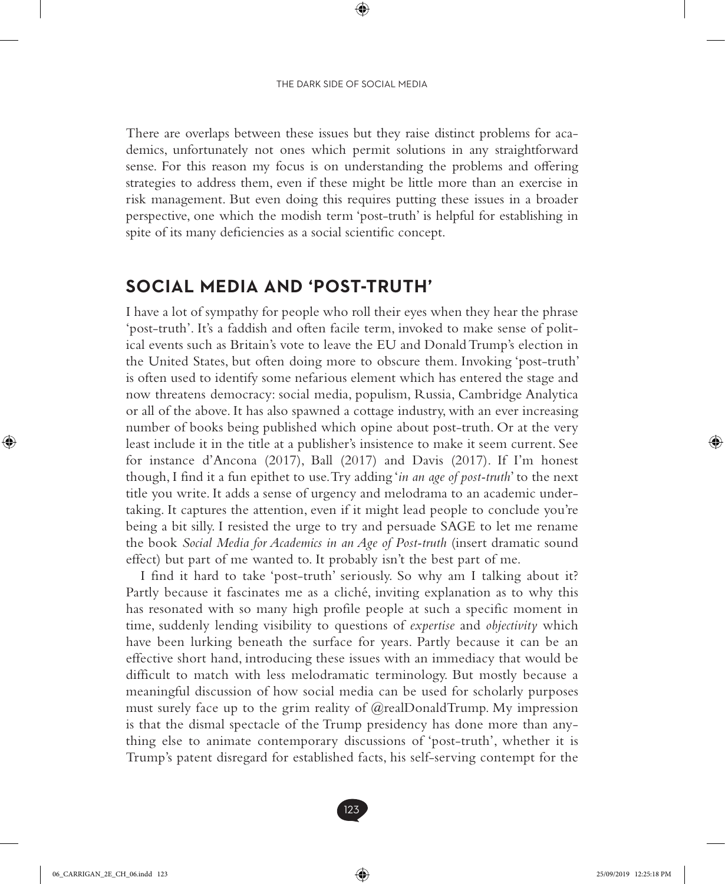There are overlaps between these issues but they raise distinct problems for academics, unfortunately not ones which permit solutions in any straightforward sense. For this reason my focus is on understanding the problems and offering strategies to address them, even if these might be little more than an exercise in risk management. But even doing this requires putting these issues in a broader perspective, one which the modish term 'post-truth' is helpful for establishing in spite of its many deficiencies as a social scientific concept.

## SOCIAL MEDIA AND 'POST-TRUTH'

I have a lot of sympathy for people who roll their eyes when they hear the phrase 'post-truth'. It's a faddish and often facile term, invoked to make sense of political events such as Britain's vote to leave the EU and Donald Trump's election in the United States, but often doing more to obscure them. Invoking 'post-truth' is often used to identify some nefarious element which has entered the stage and now threatens democracy: social media, populism, Russia, Cambridge Analytica or all of the above. It has also spawned a cottage industry, with an ever increasing number of books being published which opine about post-truth. Or at the very least include it in the title at a publisher's insistence to make it seem current. See for instance d'Ancona (2017), Ball (2017) and Davis (2017). If I'm honest though, I find it a fun epithet to use. Try adding '*in an age of post-truth*' to the next title you write. It adds a sense of urgency and melodrama to an academic undertaking. It captures the attention, even if it might lead people to conclude you're being a bit silly. I resisted the urge to try and persuade SAGE to let me rename the book *Social Media for Academics in an Age of Post-truth* (insert dramatic sound effect) but part of me wanted to. It probably isn't the best part of me.

I find it hard to take 'post-truth' seriously. So why am I talking about it? Partly because it fascinates me as a cliché, inviting explanation as to why this has resonated with so many high profile people at such a specific moment in time, suddenly lending visibility to questions of *expertise* and *objectivity* which have been lurking beneath the surface for years. Partly because it can be an effective short hand, introducing these issues with an immediacy that would be difficult to match with less melodramatic terminology. But mostly because a meaningful discussion of how social media can be used for scholarly purposes must surely face up to the grim reality of @realDonaldTrump. My impression is that the dismal spectacle of the Trump presidency has done more than anything else to animate contemporary discussions of 'post-truth', whether it is Trump's patent disregard for established facts, his self-serving contempt for the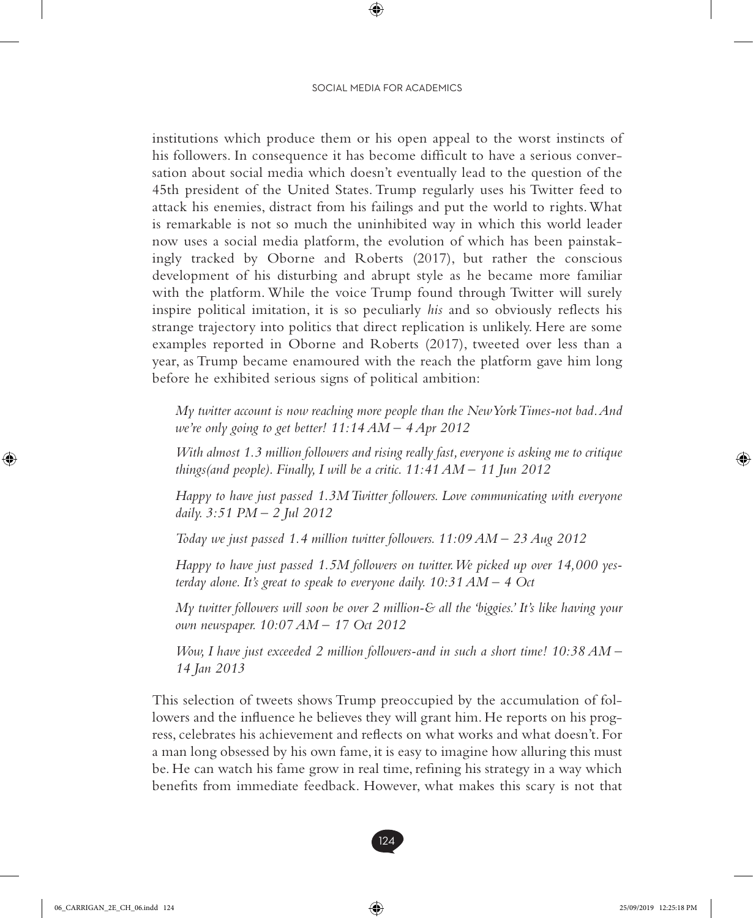institutions which produce them or his open appeal to the worst instincts of his followers. In consequence it has become difficult to have a serious conversation about social media which doesn't eventually lead to the question of the 45th president of the United States. Trump regularly uses his Twitter feed to attack his enemies, distract from his failings and put the world to rights. What is remarkable is not so much the uninhibited way in which this world leader now uses a social media platform, the evolution of which has been painstakingly tracked by Oborne and Roberts (2017), but rather the conscious development of his disturbing and abrupt style as he became more familiar with the platform. While the voice Trump found through Twitter will surely inspire political imitation, it is so peculiarly *his* and so obviously reflects his strange trajectory into politics that direct replication is unlikely. Here are some examples reported in Oborne and Roberts (2017), tweeted over less than a year, as Trump became enamoured with the reach the platform gave him long before he exhibited serious signs of political ambition:

> *My twitter account is now reaching more people than the New York Times-not bad. And we're only going to get better! 11:14 AM – 4 Apr 2012*
>
> *With almost 1.3 million followers and rising really fast, everyone is asking me to critique things(and people). Finally, I will be a critic. 11:41 AM – 11 Jun 2012*
>
> *Happy to have just passed 1.3M Twitter followers. Love communicating with everyone daily. 3:51 PM – 2 Jul 2012*
>
> *Today we just passed 1.4 million twitter followers. 11:09 AM – 23 Aug 2012*
>
> *Happy to have just passed 1.5M followers on twitter. We picked up over 14,000 yesterday alone. It's great to speak to everyone daily. 10:31 AM – 4 Oct*
>
> *My twitter followers will soon be over 2 million-& all the 'biggies.' It's like having your own newspaper. 10:07 AM – 17 Oct 2012*
>
> *Wow, I have just exceeded 2 million followers-and in such a short time! 10:38 AM – 14 Jan 2013*

This selection of tweets shows Trump preoccupied by the accumulation of followers and the influence he believes they will grant him. He reports on his progress, celebrates his achievement and reflects on what works and what doesn't. For a man long obsessed by his own fame, it is easy to imagine how alluring this must be. He can watch his fame grow in real time, refining his strategy in a way which benefits from immediate feedback. However, what makes this scary is not that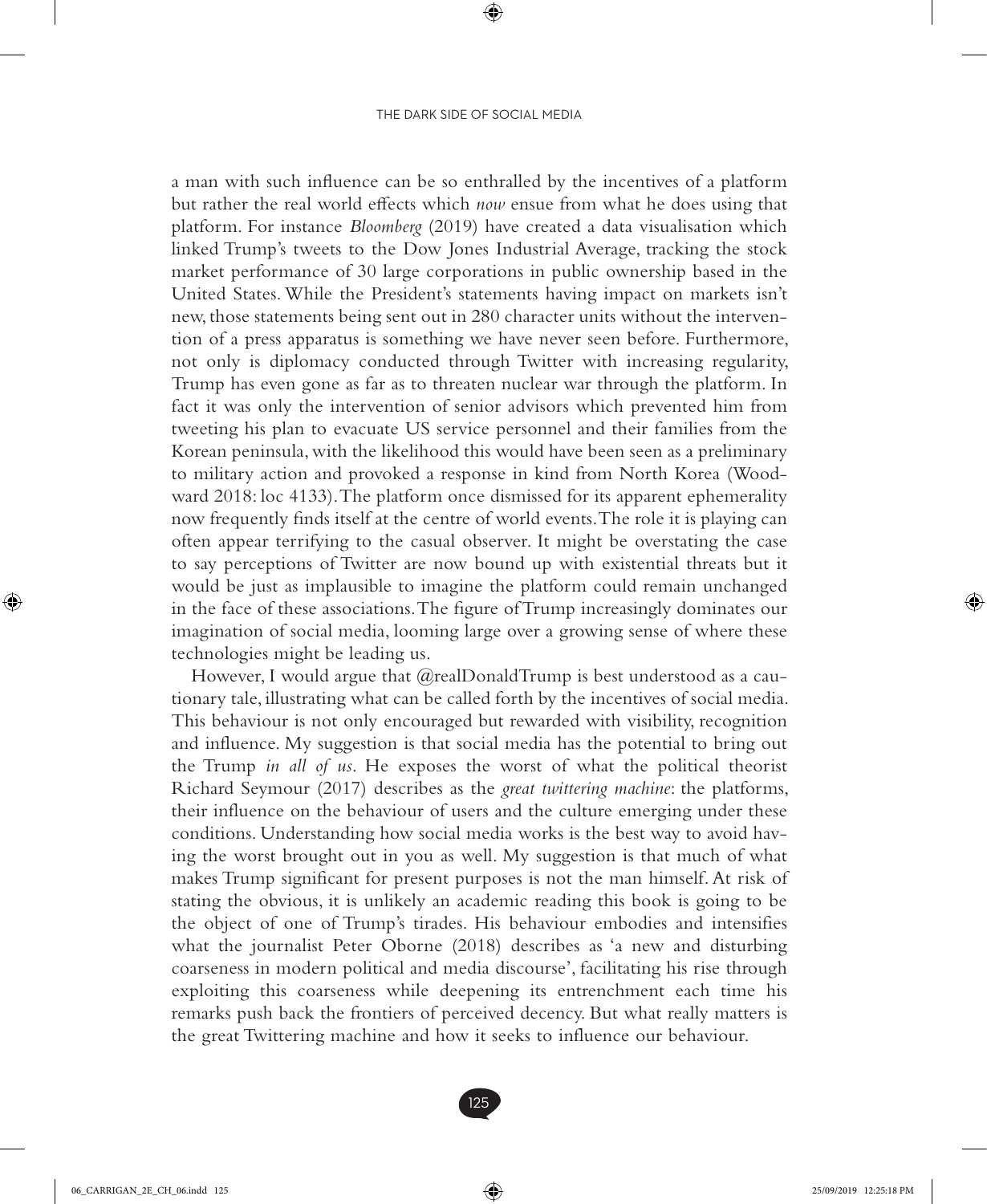a man with such influence can be so enthralled by the incentives of a platform but rather the real world effects which *now* ensue from what he does using that platform. For instance *Bloomberg* (2019) have created a data visualisation which linked Trump's tweets to the Dow Jones Industrial Average, tracking the stock market performance of 30 large corporations in public ownership based in the United States. While the President's statements having impact on markets isn't new, those statements being sent out in 280 character units without the intervention of a press apparatus is something we have never seen before. Furthermore, not only is diplomacy conducted through Twitter with increasing regularity, Trump has even gone as far as to threaten nuclear war through the platform. In fact it was only the intervention of senior advisors which prevented him from tweeting his plan to evacuate US service personnel and their families from the Korean peninsula, with the likelihood this would have been seen as a preliminary to military action and provoked a response in kind from North Korea (Woodward 2018: loc 4133). The platform once dismissed for its apparent ephemerality now frequently finds itself at the centre of world events. The role it is playing can often appear terrifying to the casual observer. It might be overstating the case to say perceptions of Twitter are now bound up with existential threats but it would be just as implausible to imagine the platform could remain unchanged in the face of these associations. The figure of Trump increasingly dominates our imagination of social media, looming large over a growing sense of where these technologies might be leading us.

However, I would argue that @realDonaldTrump is best understood as a cautionary tale, illustrating what can be called forth by the incentives of social media. This behaviour is not only encouraged but rewarded with visibility, recognition and influence. My suggestion is that social media has the potential to bring out the Trump *in all of us*. He exposes the worst of what the political theorist Richard Seymour (2017) describes as the *great twittering machine*: the platforms, their influence on the behaviour of users and the culture emerging under these conditions. Understanding how social media works is the best way to avoid having the worst brought out in you as well. My suggestion is that much of what makes Trump significant for present purposes is not the man himself. At risk of stating the obvious, it is unlikely an academic reading this book is going to be the object of one of Trump's tirades. His behaviour embodies and intensifies what the journalist Peter Oborne (2018) describes as 'a new and disturbing coarseness in modern political and media discourse', facilitating his rise through exploiting this coarseness while deepening its entrenchment each time his remarks push back the frontiers of perceived decency. But what really matters is the great Twittering machine and how it seeks to influence our behaviour.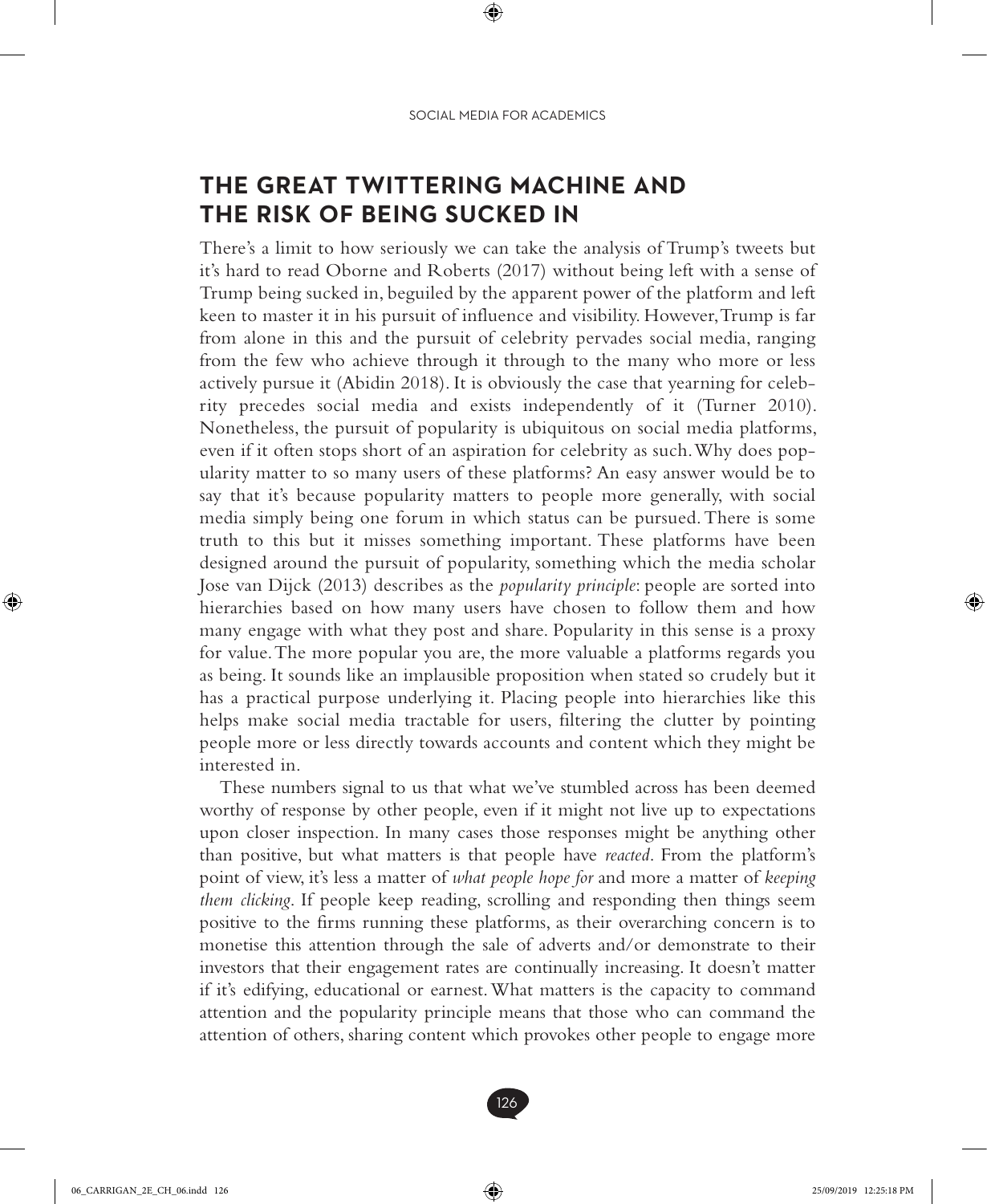## THE GREAT TWITTERING MACHINE AND THE RISK OF BEING SUCKED IN

There's a limit to how seriously we can take the analysis of Trump's tweets but it's hard to read Oborne and Roberts (2017) without being left with a sense of Trump being sucked in, beguiled by the apparent power of the platform and left keen to master it in his pursuit of influence and visibility. However, Trump is far from alone in this and the pursuit of celebrity pervades social media, ranging from the few who achieve through it through to the many who more or less actively pursue it (Abidin 2018). It is obviously the case that yearning for celebrity precedes social media and exists independently of it (Turner 2010). Nonetheless, the pursuit of popularity is ubiquitous on social media platforms, even if it often stops short of an aspiration for celebrity as such. Why does popularity matter to so many users of these platforms? An easy answer would be to say that it's because popularity matters to people more generally, with social media simply being one forum in which status can be pursued. There is some truth to this but it misses something important. These platforms have been designed around the pursuit of popularity, something which the media scholar Jose van Dijck (2013) describes as the *popularity principle*: people are sorted into hierarchies based on how many users have chosen to follow them and how many engage with what they post and share. Popularity in this sense is a proxy for value. The more popular you are, the more valuable a platforms regards you as being. It sounds like an implausible proposition when stated so crudely but it has a practical purpose underlying it. Placing people into hierarchies like this helps make social media tractable for users, filtering the clutter by pointing people more or less directly towards accounts and content which they might be interested in.

These numbers signal to us that what we've stumbled across has been deemed worthy of response by other people, even if it might not live up to expectations upon closer inspection. In many cases those responses might be anything other than positive, but what matters is that people have *reacted*. From the platform's point of view, it's less a matter of *what people hope for* and more a matter of *keeping them clicking*. If people keep reading, scrolling and responding then things seem positive to the firms running these platforms, as their overarching concern is to monetise this attention through the sale of adverts and/or demonstrate to their investors that their engagement rates are continually increasing. It doesn't matter if it's edifying, educational or earnest. What matters is the capacity to command attention and the popularity principle means that those who can command the attention of others, sharing content which provokes other people to engage more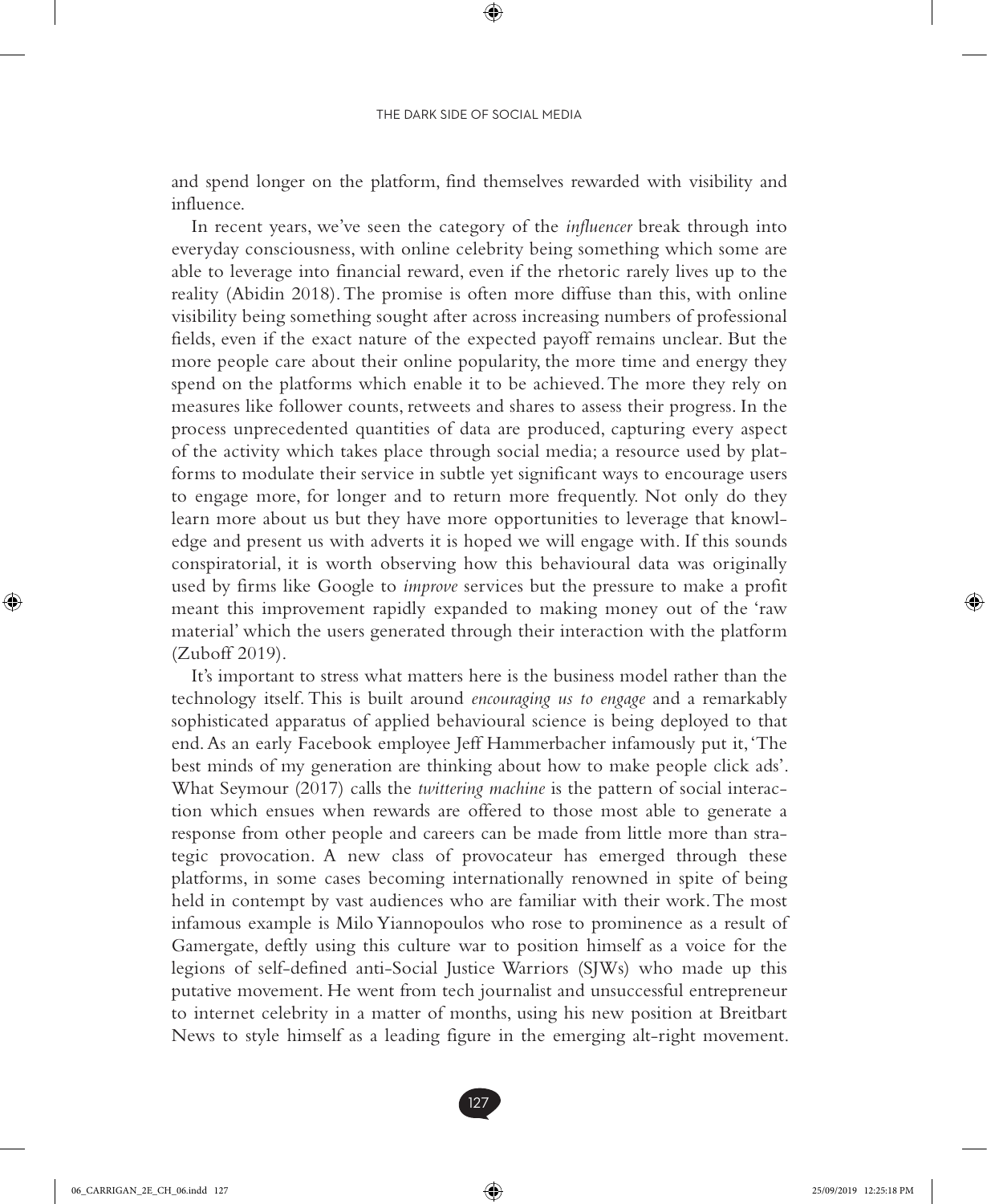and spend longer on the platform, find themselves rewarded with visibility and influence.

In recent years, we've seen the category of the *influencer* break through into everyday consciousness, with online celebrity being something which some are able to leverage into financial reward, even if the rhetoric rarely lives up to the reality (Abidin 2018). The promise is often more diffuse than this, with online visibility being something sought after across increasing numbers of professional fields, even if the exact nature of the expected payoff remains unclear. But the more people care about their online popularity, the more time and energy they spend on the platforms which enable it to be achieved. The more they rely on measures like follower counts, retweets and shares to assess their progress. In the process unprecedented quantities of data are produced, capturing every aspect of the activity which takes place through social media; a resource used by platforms to modulate their service in subtle yet significant ways to encourage users to engage more, for longer and to return more frequently. Not only do they learn more about us but they have more opportunities to leverage that knowledge and present us with adverts it is hoped we will engage with. If this sounds conspiratorial, it is worth observing how this behavioural data was originally used by firms like Google to *improve* services but the pressure to make a profit meant this improvement rapidly expanded to making money out of the 'raw material' which the users generated through their interaction with the platform (Zuboff 2019).

It's important to stress what matters here is the business model rather than the technology itself. This is built around *encouraging us to engage* and a remarkably sophisticated apparatus of applied behavioural science is being deployed to that end. As an early Facebook employee Jeff Hammerbacher infamously put it, 'The best minds of my generation are thinking about how to make people click ads'. What Seymour (2017) calls the *twittering machine* is the pattern of social interaction which ensues when rewards are offered to those most able to generate a response from other people and careers can be made from little more than strategic provocation. A new class of provocateur has emerged through these platforms, in some cases becoming internationally renowned in spite of being held in contempt by vast audiences who are familiar with their work. The most infamous example is Milo Yiannopoulos who rose to prominence as a result of Gamergate, deftly using this culture war to position himself as a voice for the legions of self-defined anti-Social Justice Warriors (SJWs) who made up this putative movement. He went from tech journalist and unsuccessful entrepreneur to internet celebrity in a matter of months, using his new position at Breitbart News to style himself as a leading figure in the emerging alt-right movement.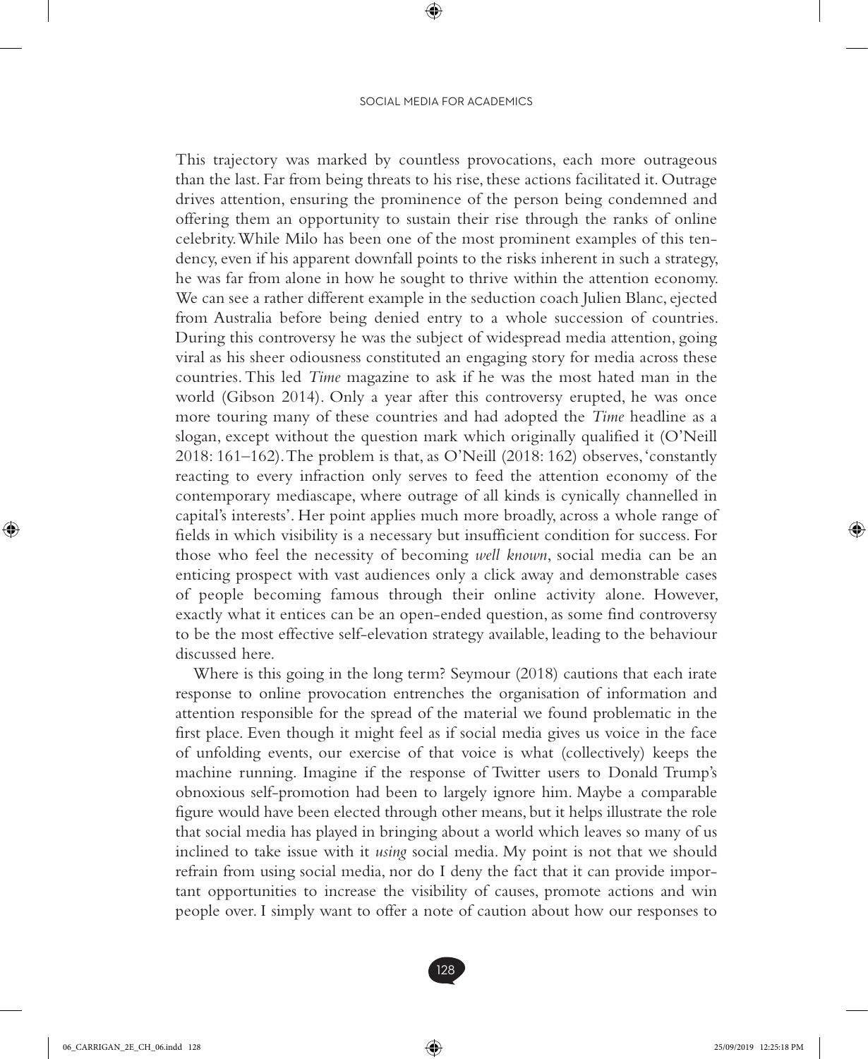This trajectory was marked by countless provocations, each more outrageous than the last. Far from being threats to his rise, these actions facilitated it. Outrage drives attention, ensuring the prominence of the person being condemned and offering them an opportunity to sustain their rise through the ranks of online celebrity. While Milo has been one of the most prominent examples of this tendency, even if his apparent downfall points to the risks inherent in such a strategy, he was far from alone in how he sought to thrive within the attention economy. We can see a rather different example in the seduction coach Julien Blanc, ejected from Australia before being denied entry to a whole succession of countries. During this controversy he was the subject of widespread media attention, going viral as his sheer odiousness constituted an engaging story for media across these countries. This led *Time* magazine to ask if he was the most hated man in the world (Gibson 2014). Only a year after this controversy erupted, he was once more touring many of these countries and had adopted the *Time* headline as a slogan, except without the question mark which originally qualified it (O'Neill 2018: 161–162). The problem is that, as O'Neill (2018: 162) observes, 'constantly reacting to every infraction only serves to feed the attention economy of the contemporary mediascape, where outrage of all kinds is cynically channelled in capital's interests'. Her point applies much more broadly, across a whole range of fields in which visibility is a necessary but insufficient condition for success. For those who feel the necessity of becoming *well known*, social media can be an enticing prospect with vast audiences only a click away and demonstrable cases of people becoming famous through their online activity alone. However, exactly what it entices can be an open-ended question, as some find controversy to be the most effective self-elevation strategy available, leading to the behaviour discussed here.

Where is this going in the long term? Seymour (2018) cautions that each irate response to online provocation entrenches the organisation of information and attention responsible for the spread of the material we found problematic in the first place. Even though it might feel as if social media gives us voice in the face of unfolding events, our exercise of that voice is what (collectively) keeps the machine running. Imagine if the response of Twitter users to Donald Trump's obnoxious self-promotion had been to largely ignore him. Maybe a comparable figure would have been elected through other means, but it helps illustrate the role that social media has played in bringing about a world which leaves so many of us inclined to take issue with it *using* social media. My point is not that we should refrain from using social media, nor do I deny the fact that it can provide important opportunities to increase the visibility of causes, promote actions and win people over. I simply want to offer a note of caution about how our responses to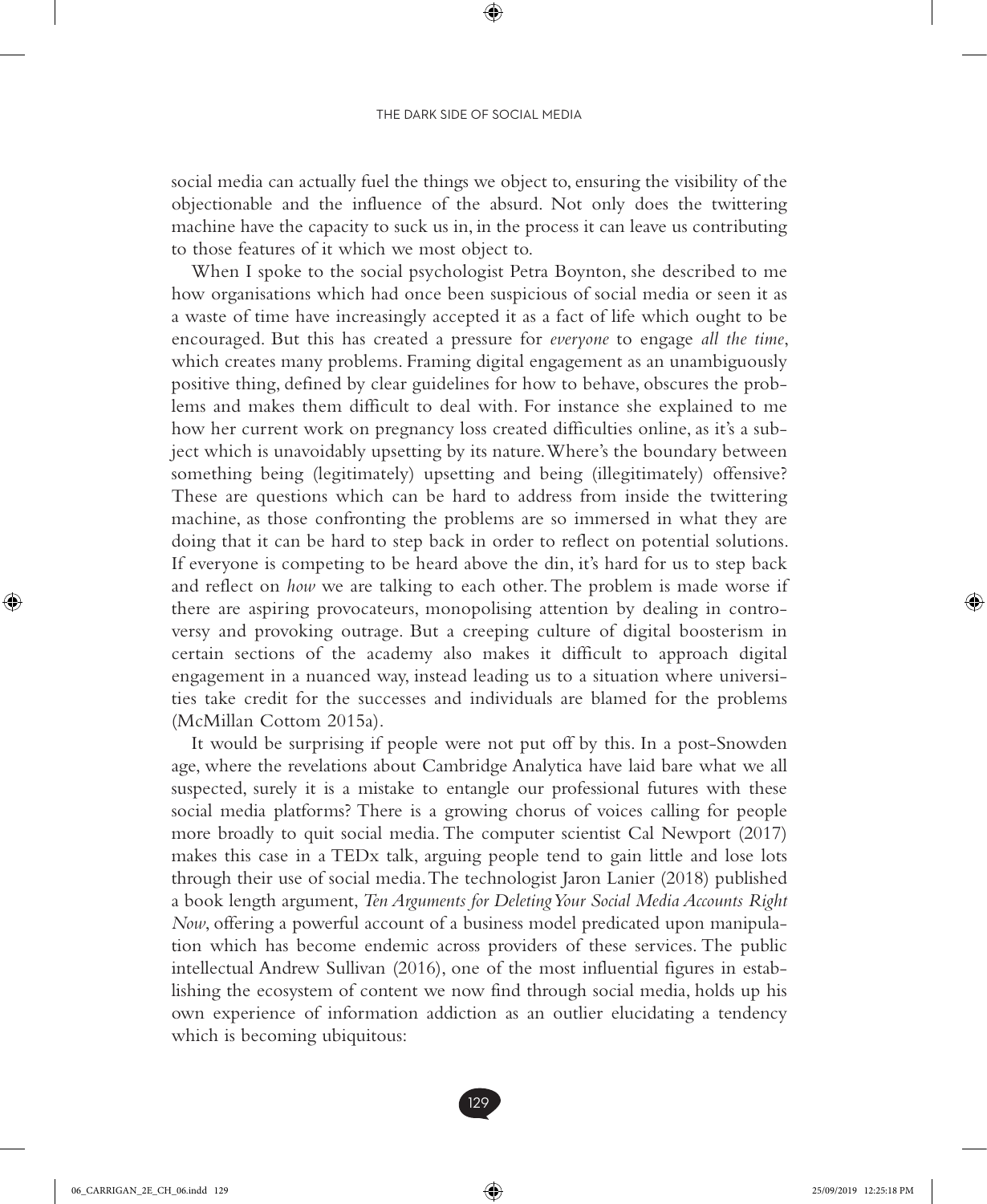social media can actually fuel the things we object to, ensuring the visibility of the objectionable and the influence of the absurd. Not only does the twittering machine have the capacity to suck us in, in the process it can leave us contributing to those features of it which we most object to.

When I spoke to the social psychologist Petra Boynton, she described to me how organisations which had once been suspicious of social media or seen it as a waste of time have increasingly accepted it as a fact of life which ought to be encouraged. But this has created a pressure for *everyone* to engage *all the time*, which creates many problems. Framing digital engagement as an unambiguously positive thing, defined by clear guidelines for how to behave, obscures the problems and makes them difficult to deal with. For instance she explained to me how her current work on pregnancy loss created difficulties online, as it's a subject which is unavoidably upsetting by its nature. Where's the boundary between something being (legitimately) upsetting and being (illegitimately) offensive? These are questions which can be hard to address from inside the twittering machine, as those confronting the problems are so immersed in what they are doing that it can be hard to step back in order to reflect on potential solutions. If everyone is competing to be heard above the din, it's hard for us to step back and reflect on *how* we are talking to each other. The problem is made worse if there are aspiring provocateurs, monopolising attention by dealing in controversy and provoking outrage. But a creeping culture of digital boosterism in certain sections of the academy also makes it difficult to approach digital engagement in a nuanced way, instead leading us to a situation where universities take credit for the successes and individuals are blamed for the problems (McMillan Cottom 2015a).

It would be surprising if people were not put off by this. In a post-Snowden age, where the revelations about Cambridge Analytica have laid bare what we all suspected, surely it is a mistake to entangle our professional futures with these social media platforms? There is a growing chorus of voices calling for people more broadly to quit social media. The computer scientist Cal Newport (2017) makes this case in a TEDx talk, arguing people tend to gain little and lose lots through their use of social media. The technologist Jaron Lanier (2018) published a book length argument, *Ten Arguments for Deleting Your Social Media Accounts Right Now*, offering a powerful account of a business model predicated upon manipulation which has become endemic across providers of these services. The public intellectual Andrew Sullivan (2016), one of the most influential figures in establishing the ecosystem of content we now find through social media, holds up his own experience of information addiction as an outlier elucidating a tendency which is becoming ubiquitous: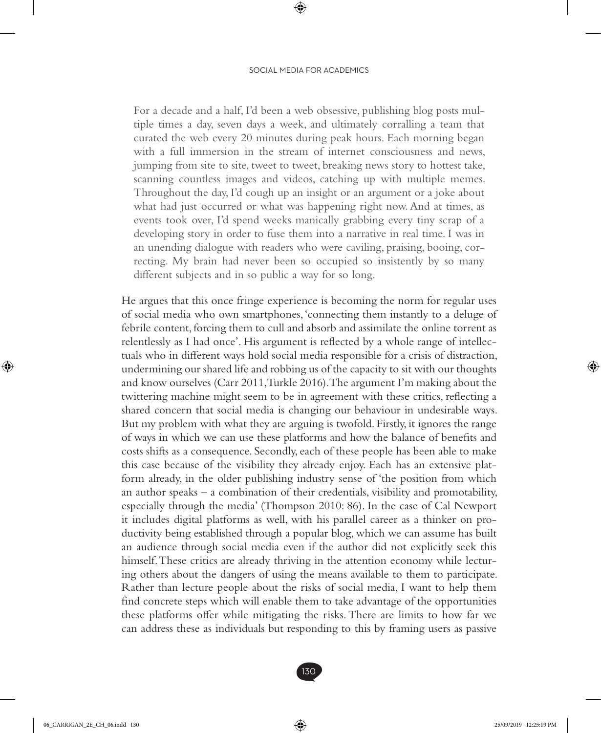> For a decade and a half, I'd been a web obsessive, publishing blog posts multiple times a day, seven days a week, and ultimately corralling a team that curated the web every 20 minutes during peak hours. Each morning began with a full immersion in the stream of internet consciousness and news, jumping from site to site, tweet to tweet, breaking news story to hottest take, scanning countless images and videos, catching up with multiple memes. Throughout the day, I'd cough up an insight or an argument or a joke about what had just occurred or what was happening right now. And at times, as events took over, I'd spend weeks manically grabbing every tiny scrap of a developing story in order to fuse them into a narrative in real time. I was in an unending dialogue with readers who were caviling, praising, booing, correcting. My brain had never been so occupied so insistently by so many different subjects and in so public a way for so long.

He argues that this once fringe experience is becoming the norm for regular uses of social media who own smartphones, 'connecting them instantly to a deluge of febrile content, forcing them to cull and absorb and assimilate the online torrent as relentlessly as I had once'. His argument is reflected by a whole range of intellectuals who in different ways hold social media responsible for a crisis of distraction, undermining our shared life and robbing us of the capacity to sit with our thoughts and know ourselves (Carr 2011, Turkle 2016). The argument I'm making about the twittering machine might seem to be in agreement with these critics, reflecting a shared concern that social media is changing our behaviour in undesirable ways. But my problem with what they are arguing is twofold. Firstly, it ignores the range of ways in which we can use these platforms and how the balance of benefits and costs shifts as a consequence. Secondly, each of these people has been able to make this case because of the visibility they already enjoy. Each has an extensive platform already, in the older publishing industry sense of 'the position from which an author speaks – a combination of their credentials, visibility and promotability, especially through the media' (Thompson 2010: 86). In the case of Cal Newport it includes digital platforms as well, with his parallel career as a thinker on productivity being established through a popular blog, which we can assume has built an audience through social media even if the author did not explicitly seek this himself. These critics are already thriving in the attention economy while lecturing others about the dangers of using the means available to them to participate. Rather than lecture people about the risks of social media, I want to help them find concrete steps which will enable them to take advantage of the opportunities these platforms offer while mitigating the risks. There are limits to how far we can address these as individuals but responding to this by framing users as passive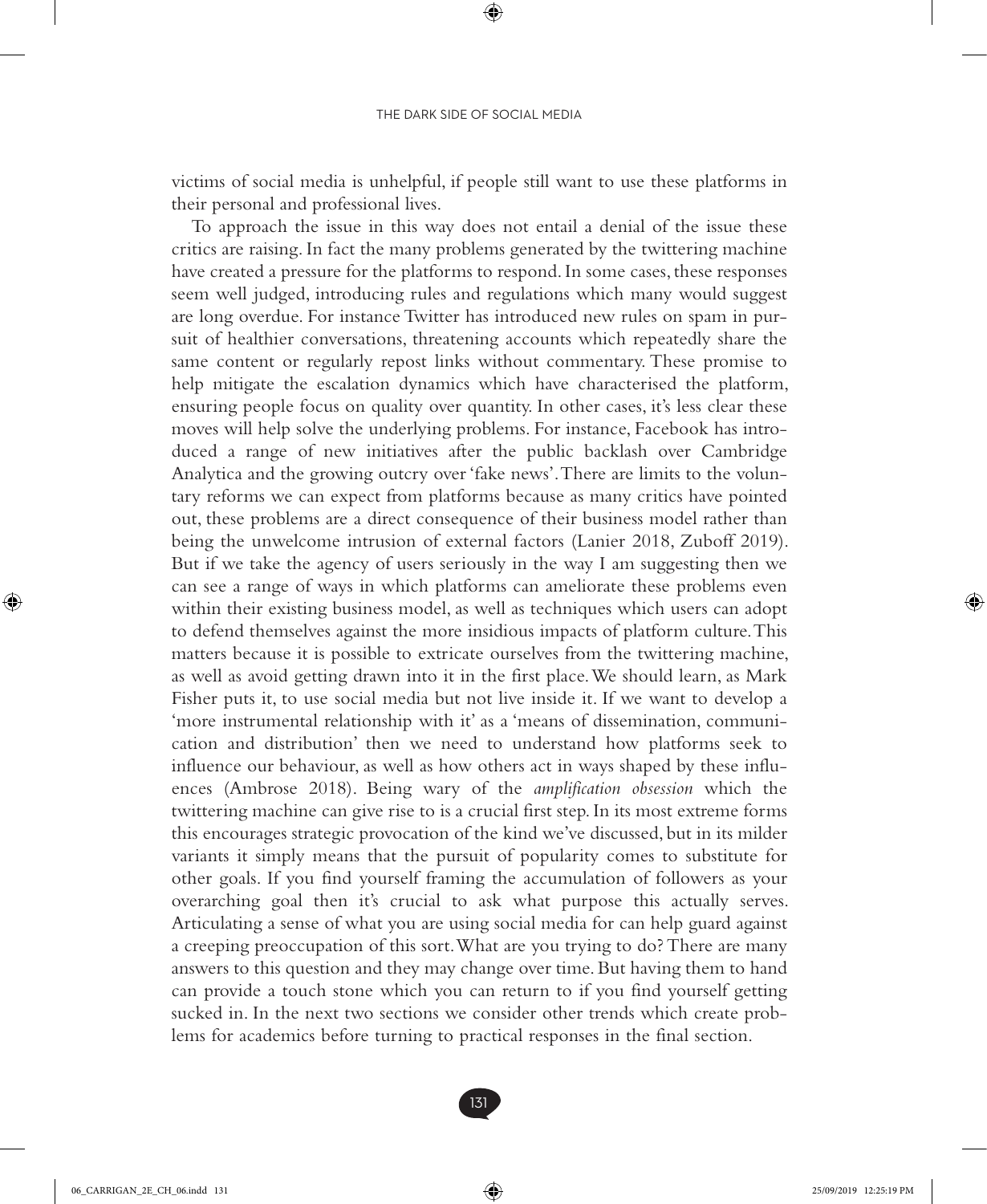victims of social media is unhelpful, if people still want to use these platforms in their personal and professional lives.

To approach the issue in this way does not entail a denial of the issue these critics are raising. In fact the many problems generated by the twittering machine have created a pressure for the platforms to respond. In some cases, these responses seem well judged, introducing rules and regulations which many would suggest are long overdue. For instance Twitter has introduced new rules on spam in pursuit of healthier conversations, threatening accounts which repeatedly share the same content or regularly repost links without commentary. These promise to help mitigate the escalation dynamics which have characterised the platform, ensuring people focus on quality over quantity. In other cases, it's less clear these moves will help solve the underlying problems. For instance, Facebook has introduced a range of new initiatives after the public backlash over Cambridge Analytica and the growing outcry over 'fake news'. There are limits to the voluntary reforms we can expect from platforms because as many critics have pointed out, these problems are a direct consequence of their business model rather than being the unwelcome intrusion of external factors (Lanier 2018, Zuboff 2019). But if we take the agency of users seriously in the way I am suggesting then we can see a range of ways in which platforms can ameliorate these problems even within their existing business model, as well as techniques which users can adopt to defend themselves against the more insidious impacts of platform culture. This matters because it is possible to extricate ourselves from the twittering machine, as well as avoid getting drawn into it in the first place. We should learn, as Mark Fisher puts it, to use social media but not live inside it. If we want to develop a 'more instrumental relationship with it' as a 'means of dissemination, communication and distribution' then we need to understand how platforms seek to influence our behaviour, as well as how others act in ways shaped by these influences (Ambrose 2018). Being wary of the *amplification obsession* which the twittering machine can give rise to is a crucial first step. In its most extreme forms this encourages strategic provocation of the kind we've discussed, but in its milder variants it simply means that the pursuit of popularity comes to substitute for other goals. If you find yourself framing the accumulation of followers as your overarching goal then it's crucial to ask what purpose this actually serves. Articulating a sense of what you are using social media for can help guard against a creeping preoccupation of this sort. What are you trying to do? There are many answers to this question and they may change over time. But having them to hand can provide a touch stone which you can return to if you find yourself getting sucked in. In the next two sections we consider other trends which create problems for academics before turning to practical responses in the final section.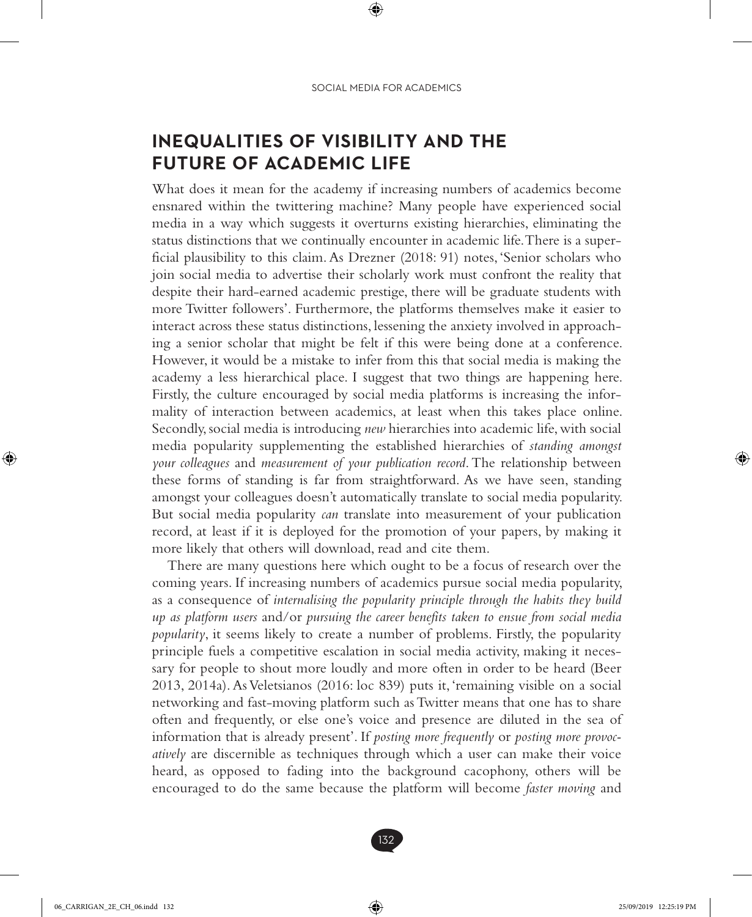## INEQUALITIES OF VISIBILITY AND THE FUTURE OF ACADEMIC LIFE

What does it mean for the academy if increasing numbers of academics become ensnared within the twittering machine? Many people have experienced social media in a way which suggests it overturns existing hierarchies, eliminating the status distinctions that we continually encounter in academic life. There is a superficial plausibility to this claim. As Drezner (2018: 91) notes, 'Senior scholars who join social media to advertise their scholarly work must confront the reality that despite their hard-earned academic prestige, there will be graduate students with more Twitter followers'. Furthermore, the platforms themselves make it easier to interact across these status distinctions, lessening the anxiety involved in approaching a senior scholar that might be felt if this were being done at a conference. However, it would be a mistake to infer from this that social media is making the academy a less hierarchical place. I suggest that two things are happening here. Firstly, the culture encouraged by social media platforms is increasing the informality of interaction between academics, at least when this takes place online. Secondly, social media is introducing *new* hierarchies into academic life, with social media popularity supplementing the established hierarchies of *standing amongst your colleagues* and *measurement of your publication record*. The relationship between these forms of standing is far from straightforward. As we have seen, standing amongst your colleagues doesn't automatically translate to social media popularity. But social media popularity *can* translate into measurement of your publication record, at least if it is deployed for the promotion of your papers, by making it more likely that others will download, read and cite them.

There are many questions here which ought to be a focus of research over the coming years. If increasing numbers of academics pursue social media popularity, as a consequence of *internalising the popularity principle through the habits they build up as platform users* and/or *pursuing the career benefits taken to ensue from social media popularity*, it seems likely to create a number of problems. Firstly, the popularity principle fuels a competitive escalation in social media activity, making it necessary for people to shout more loudly and more often in order to be heard (Beer 2013, 2014a). As Veletsianos (2016: loc 839) puts it, 'remaining visible on a social networking and fast-moving platform such as Twitter means that one has to share often and frequently, or else one's voice and presence are diluted in the sea of information that is already present'. If *posting more frequently* or *posting more provocatively* are discernible as techniques through which a user can make their voice heard, as opposed to fading into the background cacophony, others will be encouraged to do the same because the platform will become *faster moving* and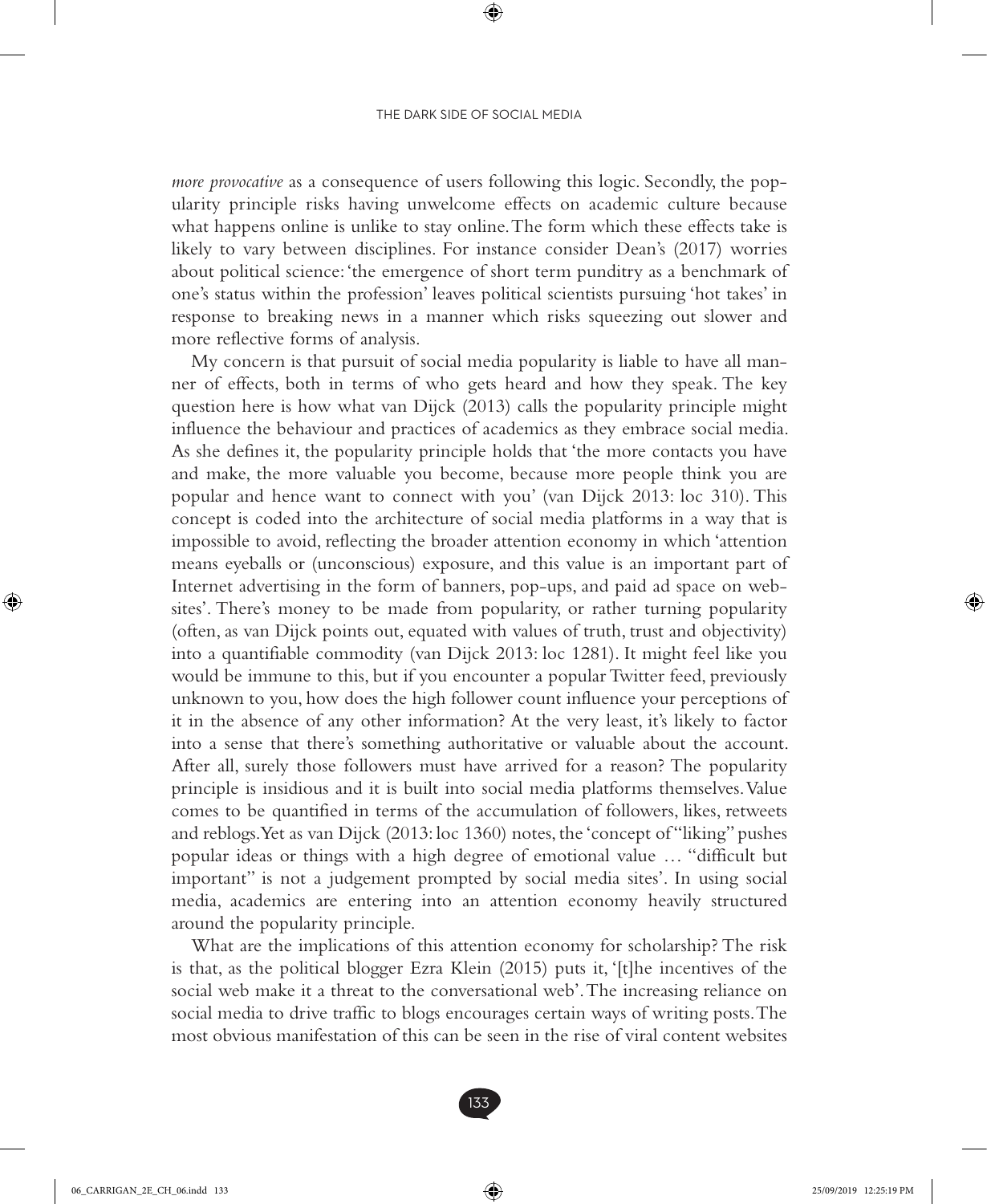*more provocative* as a consequence of users following this logic. Secondly, the popularity principle risks having unwelcome effects on academic culture because what happens online is unlike to stay online. The form which these effects take is likely to vary between disciplines. For instance consider Dean's (2017) worries about political science: 'the emergence of short term punditry as a benchmark of one's status within the profession' leaves political scientists pursuing 'hot takes' in response to breaking news in a manner which risks squeezing out slower and more reflective forms of analysis.

My concern is that pursuit of social media popularity is liable to have all manner of effects, both in terms of who gets heard and how they speak. The key question here is how what van Dijck (2013) calls the popularity principle might influence the behaviour and practices of academics as they embrace social media. As she defines it, the popularity principle holds that 'the more contacts you have and make, the more valuable you become, because more people think you are popular and hence want to connect with you' (van Dijck 2013: loc 310). This concept is coded into the architecture of social media platforms in a way that is impossible to avoid, reflecting the broader attention economy in which 'attention means eyeballs or (unconscious) exposure, and this value is an important part of Internet advertising in the form of banners, pop-ups, and paid ad space on websites'. There's money to be made from popularity, or rather turning popularity (often, as van Dijck points out, equated with values of truth, trust and objectivity) into a quantifiable commodity (van Dijck 2013: loc 1281). It might feel like you would be immune to this, but if you encounter a popular Twitter feed, previously unknown to you, how does the high follower count influence your perceptions of it in the absence of any other information? At the very least, it's likely to factor into a sense that there's something authoritative or valuable about the account. After all, surely those followers must have arrived for a reason? The popularity principle is insidious and it is built into social media platforms themselves. Value comes to be quantified in terms of the accumulation of followers, likes, retweets and reblogs. Yet as van Dijck (2013: loc 1360) notes, the 'concept of "liking" pushes popular ideas or things with a high degree of emotional value … "difficult but important" is not a judgement prompted by social media sites'. In using social media, academics are entering into an attention economy heavily structured around the popularity principle.

What are the implications of this attention economy for scholarship? The risk is that, as the political blogger Ezra Klein (2015) puts it, '[t]he incentives of the social web make it a threat to the conversational web'. The increasing reliance on social media to drive traffic to blogs encourages certain ways of writing posts. The most obvious manifestation of this can be seen in the rise of viral content websites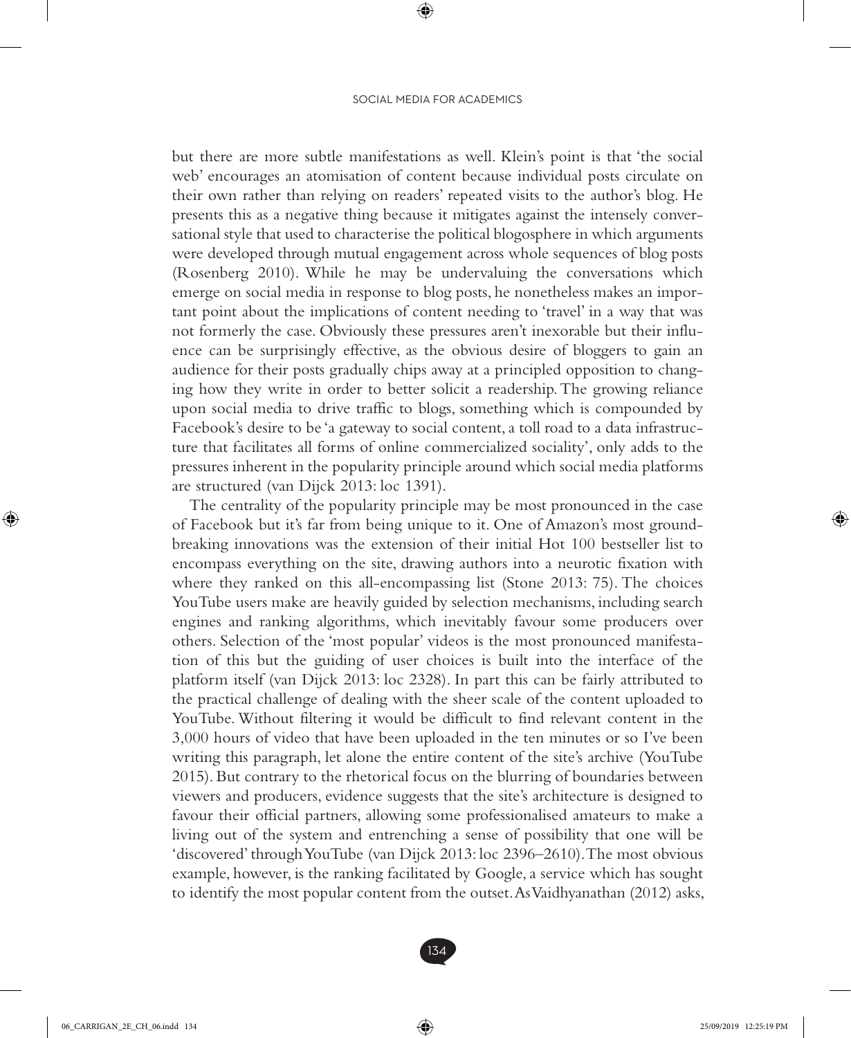but there are more subtle manifestations as well. Klein's point is that 'the social web' encourages an atomisation of content because individual posts circulate on their own rather than relying on readers' repeated visits to the author's blog. He presents this as a negative thing because it mitigates against the intensely conversational style that used to characterise the political blogosphere in which arguments were developed through mutual engagement across whole sequences of blog posts (Rosenberg 2010). While he may be undervaluing the conversations which emerge on social media in response to blog posts, he nonetheless makes an important point about the implications of content needing to 'travel' in a way that was not formerly the case. Obviously these pressures aren't inexorable but their influence can be surprisingly effective, as the obvious desire of bloggers to gain an audience for their posts gradually chips away at a principled opposition to changing how they write in order to better solicit a readership. The growing reliance upon social media to drive traffic to blogs, something which is compounded by Facebook's desire to be 'a gateway to social content, a toll road to a data infrastructure that facilitates all forms of online commercialized sociality', only adds to the pressures inherent in the popularity principle around which social media platforms are structured (van Dijck 2013: loc 1391).

The centrality of the popularity principle may be most pronounced in the case of Facebook but it's far from being unique to it. One of Amazon's most groundbreaking innovations was the extension of their initial Hot 100 bestseller list to encompass everything on the site, drawing authors into a neurotic fixation with where they ranked on this all-encompassing list (Stone 2013: 75). The choices YouTube users make are heavily guided by selection mechanisms, including search engines and ranking algorithms, which inevitably favour some producers over others. Selection of the 'most popular' videos is the most pronounced manifestation of this but the guiding of user choices is built into the interface of the platform itself (van Dijck 2013: loc 2328). In part this can be fairly attributed to the practical challenge of dealing with the sheer scale of the content uploaded to YouTube. Without filtering it would be difficult to find relevant content in the 3,000 hours of video that have been uploaded in the ten minutes or so I've been writing this paragraph, let alone the entire content of the site's archive (YouTube 2015). But contrary to the rhetorical focus on the blurring of boundaries between viewers and producers, evidence suggests that the site's architecture is designed to favour their official partners, allowing some professionalised amateurs to make a living out of the system and entrenching a sense of possibility that one will be 'discovered' through YouTube (van Dijck 2013: loc 2396–2610). The most obvious example, however, is the ranking facilitated by Google, a service which has sought to identify the most popular content from the outset. As Vaidhyanathan (2012) asks,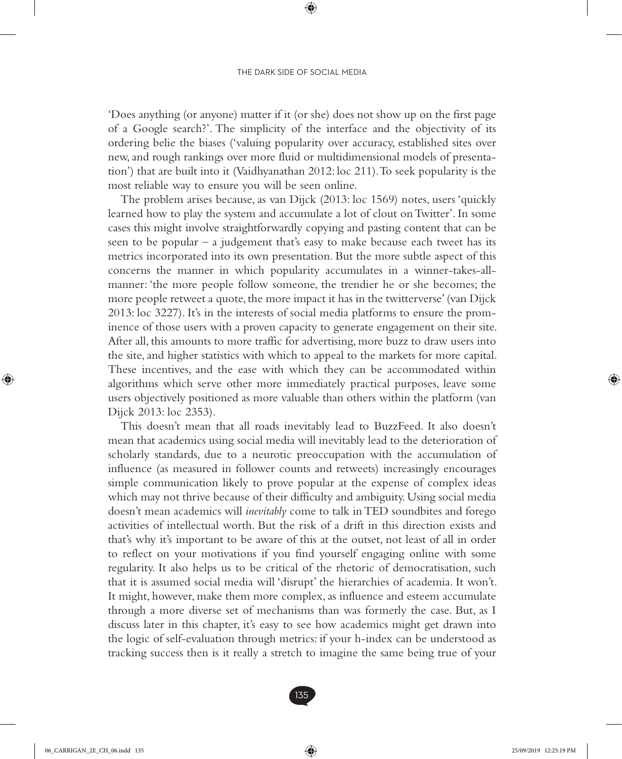'Does anything (or anyone) matter if it (or she) does not show up on the first page of a Google search?'. The simplicity of the interface and the objectivity of its ordering belie the biases ('valuing popularity over accuracy, established sites over new, and rough rankings over more fluid or multidimensional models of presentation') that are built into it (Vaidhyanathan 2012: loc 211). To seek popularity is the most reliable way to ensure you will be seen online.

The problem arises because, as van Dijck (2013: loc 1569) notes, users 'quickly learned how to play the system and accumulate a lot of clout on Twitter'. In some cases this might involve straightforwardly copying and pasting content that can be seen to be popular – a judgement that's easy to make because each tweet has its metrics incorporated into its own presentation. But the more subtle aspect of this concerns the manner in which popularity accumulates in a winner-takes-all-manner: 'the more people follow someone, the trendier he or she becomes; the more people retweet a quote, the more impact it has in the twitterverse' (van Dijck 2013: loc 3227). It's in the interests of social media platforms to ensure the prominence of those users with a proven capacity to generate engagement on their site. After all, this amounts to more traffic for advertising, more buzz to draw users into the site, and higher statistics with which to appeal to the markets for more capital. These incentives, and the ease with which they can be accommodated within algorithms which serve other more immediately practical purposes, leave some users objectively positioned as more valuable than others within the platform (van Dijck 2013: loc 2353).

This doesn't mean that all roads inevitably lead to BuzzFeed. It also doesn't mean that academics using social media will inevitably lead to the deterioration of scholarly standards, due to a neurotic preoccupation with the accumulation of influence (as measured in follower counts and retweets) increasingly encourages simple communication likely to prove popular at the expense of complex ideas which may not thrive because of their difficulty and ambiguity. Using social media doesn't mean academics will *inevitably* come to talk in TED soundbites and forego activities of intellectual worth. But the risk of a drift in this direction exists and that's why it's important to be aware of this at the outset, not least of all in order to reflect on your motivations if you find yourself engaging online with some regularity. It also helps us to be critical of the rhetoric of democratisation, such that it is assumed social media will 'disrupt' the hierarchies of academia. It won't. It might, however, make them more complex, as influence and esteem accumulate through a more diverse set of mechanisms than was formerly the case. But, as I discuss later in this chapter, it's easy to see how academics might get drawn into the logic of self-evaluation through metrics: if your h-index can be understood as tracking success then is it really a stretch to imagine the same being true of your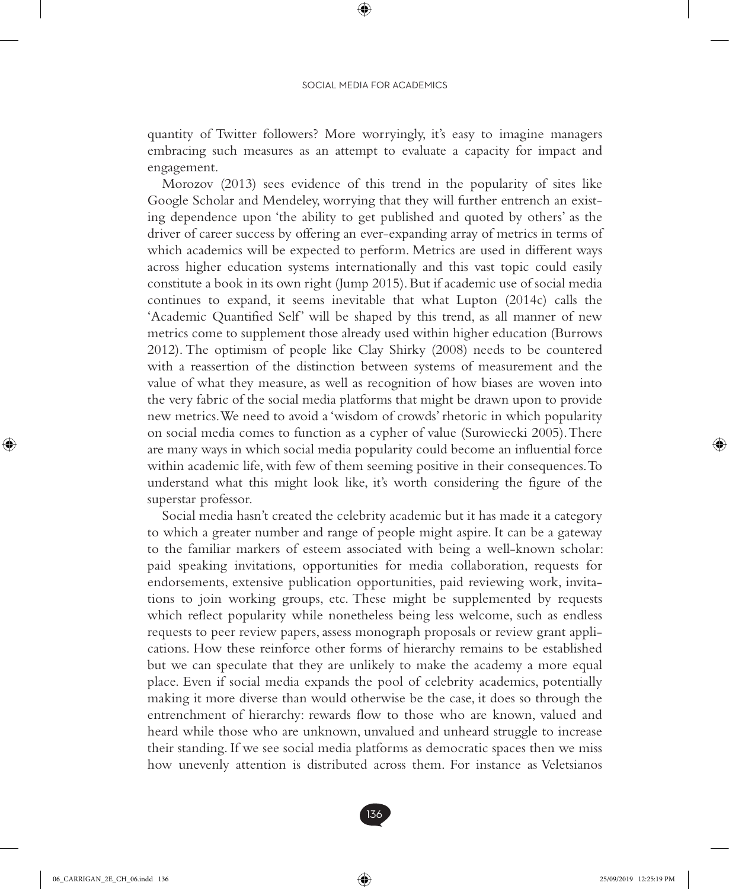quantity of Twitter followers? More worryingly, it's easy to imagine managers embracing such measures as an attempt to evaluate a capacity for impact and engagement.

Morozov (2013) sees evidence of this trend in the popularity of sites like Google Scholar and Mendeley, worrying that they will further entrench an existing dependence upon 'the ability to get published and quoted by others' as the driver of career success by offering an ever-expanding array of metrics in terms of which academics will be expected to perform. Metrics are used in different ways across higher education systems internationally and this vast topic could easily constitute a book in its own right (Jump 2015). But if academic use of social media continues to expand, it seems inevitable that what Lupton (2014c) calls the 'Academic Quantified Self' will be shaped by this trend, as all manner of new metrics come to supplement those already used within higher education (Burrows 2012). The optimism of people like Clay Shirky (2008) needs to be countered with a reassertion of the distinction between systems of measurement and the value of what they measure, as well as recognition of how biases are woven into the very fabric of the social media platforms that might be drawn upon to provide new metrics. We need to avoid a 'wisdom of crowds' rhetoric in which popularity on social media comes to function as a cypher of value (Surowiecki 2005). There are many ways in which social media popularity could become an influential force within academic life, with few of them seeming positive in their consequences. To understand what this might look like, it's worth considering the figure of the superstar professor.

Social media hasn't created the celebrity academic but it has made it a category to which a greater number and range of people might aspire. It can be a gateway to the familiar markers of esteem associated with being a well-known scholar: paid speaking invitations, opportunities for media collaboration, requests for endorsements, extensive publication opportunities, paid reviewing work, invitations to join working groups, etc. These might be supplemented by requests which reflect popularity while nonetheless being less welcome, such as endless requests to peer review papers, assess monograph proposals or review grant applications. How these reinforce other forms of hierarchy remains to be established but we can speculate that they are unlikely to make the academy a more equal place. Even if social media expands the pool of celebrity academics, potentially making it more diverse than would otherwise be the case, it does so through the entrenchment of hierarchy: rewards flow to those who are known, valued and heard while those who are unknown, unvalued and unheard struggle to increase their standing. If we see social media platforms as democratic spaces then we miss how unevenly attention is distributed across them. For instance as Veletsianos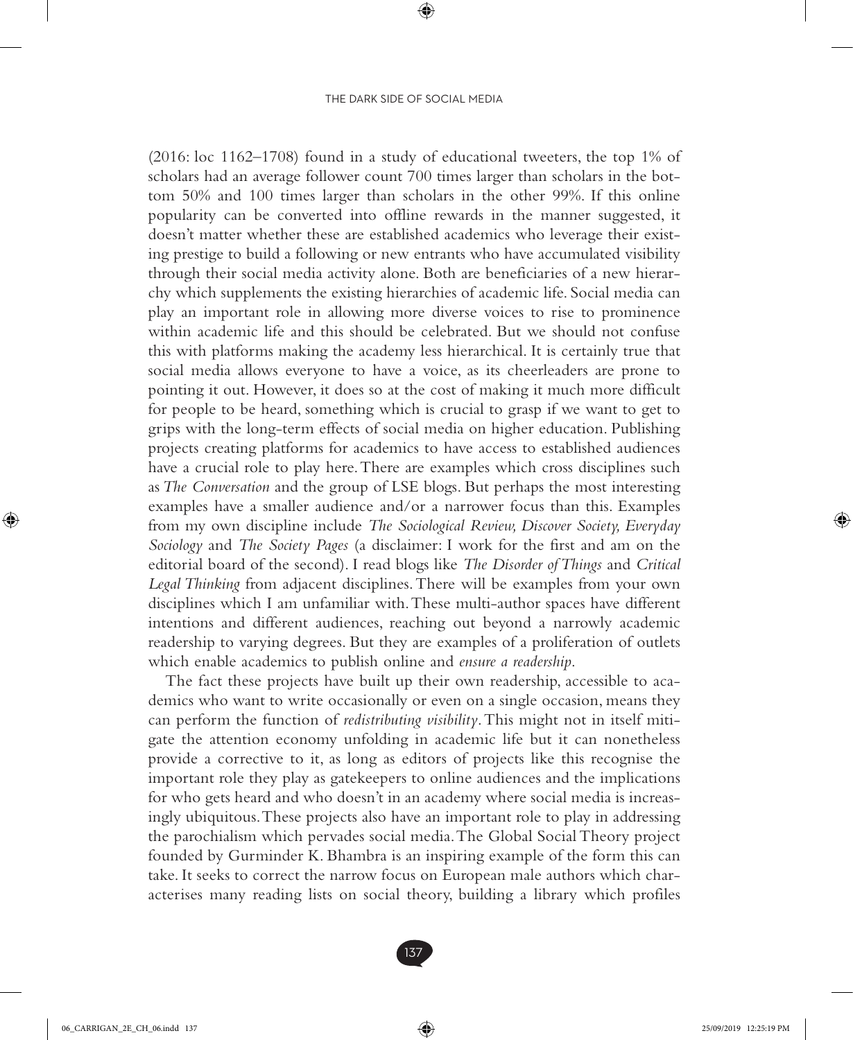(2016: loc 1162–1708) found in a study of educational tweeters, the top 1% of scholars had an average follower count 700 times larger than scholars in the bottom 50% and 100 times larger than scholars in the other 99%. If this online popularity can be converted into offline rewards in the manner suggested, it doesn't matter whether these are established academics who leverage their existing prestige to build a following or new entrants who have accumulated visibility through their social media activity alone. Both are beneficiaries of a new hierarchy which supplements the existing hierarchies of academic life. Social media can play an important role in allowing more diverse voices to rise to prominence within academic life and this should be celebrated. But we should not confuse this with platforms making the academy less hierarchical. It is certainly true that social media allows everyone to have a voice, as its cheerleaders are prone to pointing it out. However, it does so at the cost of making it much more difficult for people to be heard, something which is crucial to grasp if we want to get to grips with the long-term effects of social media on higher education. Publishing projects creating platforms for academics to have access to established audiences have a crucial role to play here. There are examples which cross disciplines such as *The Conversation* and the group of LSE blogs. But perhaps the most interesting examples have a smaller audience and/or a narrower focus than this. Examples from my own discipline include *The Sociological Review, Discover Society, Everyday Sociology* and *The Society Pages* (a disclaimer: I work for the first and am on the editorial board of the second). I read blogs like *The Disorder of Things* and *Critical Legal Thinking* from adjacent disciplines. There will be examples from your own disciplines which I am unfamiliar with. These multi-author spaces have different intentions and different audiences, reaching out beyond a narrowly academic readership to varying degrees. But they are examples of a proliferation of outlets which enable academics to publish online and *ensure a readership*.

The fact these projects have built up their own readership, accessible to academics who want to write occasionally or even on a single occasion, means they can perform the function of *redistributing visibility*. This might not in itself mitigate the attention economy unfolding in academic life but it can nonetheless provide a corrective to it, as long as editors of projects like this recognise the important role they play as gatekeepers to online audiences and the implications for who gets heard and who doesn't in an academy where social media is increasingly ubiquitous. These projects also have an important role to play in addressing the parochialism which pervades social media. The Global Social Theory project founded by Gurminder K. Bhambra is an inspiring example of the form this can take. It seeks to correct the narrow focus on European male authors which characterises many reading lists on social theory, building a library which profiles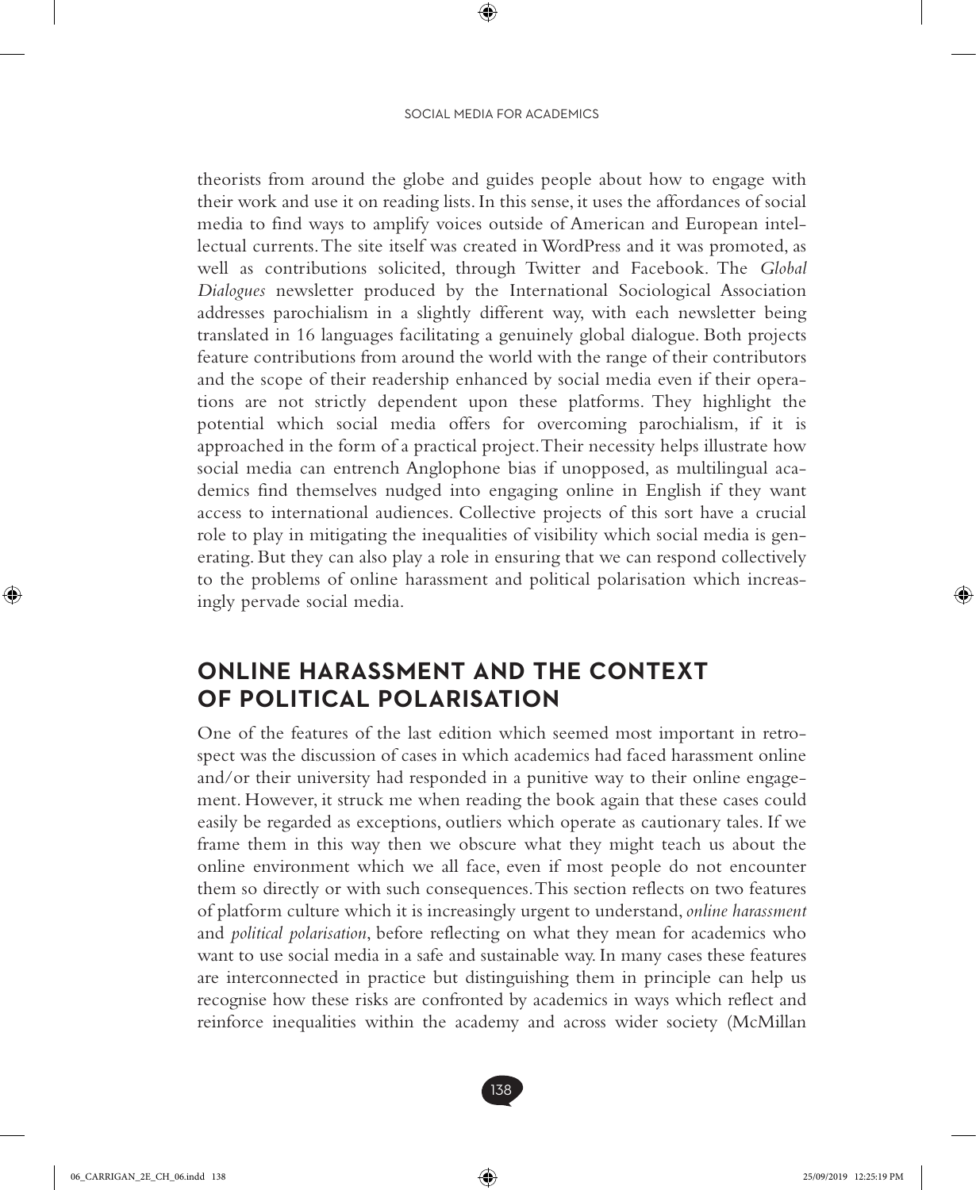theorists from around the globe and guides people about how to engage with their work and use it on reading lists. In this sense, it uses the affordances of social media to find ways to amplify voices outside of American and European intellectual currents. The site itself was created in WordPress and it was promoted, as well as contributions solicited, through Twitter and Facebook. The *Global Dialogues* newsletter produced by the International Sociological Association addresses parochialism in a slightly different way, with each newsletter being translated in 16 languages facilitating a genuinely global dialogue. Both projects feature contributions from around the world with the range of their contributors and the scope of their readership enhanced by social media even if their operations are not strictly dependent upon these platforms. They highlight the potential which social media offers for overcoming parochialism, if it is approached in the form of a practical project. Their necessity helps illustrate how social media can entrench Anglophone bias if unopposed, as multilingual academics find themselves nudged into engaging online in English if they want access to international audiences. Collective projects of this sort have a crucial role to play in mitigating the inequalities of visibility which social media is generating. But they can also play a role in ensuring that we can respond collectively to the problems of online harassment and political polarisation which increasingly pervade social media.

## ONLINE HARASSMENT AND THE CONTEXT OF POLITICAL POLARISATION

One of the features of the last edition which seemed most important in retrospect was the discussion of cases in which academics had faced harassment online and/or their university had responded in a punitive way to their online engagement. However, it struck me when reading the book again that these cases could easily be regarded as exceptions, outliers which operate as cautionary tales. If we frame them in this way then we obscure what they might teach us about the online environment which we all face, even if most people do not encounter them so directly or with such consequences. This section reflects on two features of platform culture which it is increasingly urgent to understand, *online harassment* and *political polarisation*, before reflecting on what they mean for academics who want to use social media in a safe and sustainable way. In many cases these features are interconnected in practice but distinguishing them in principle can help us recognise how these risks are confronted by academics in ways which reflect and reinforce inequalities within the academy and across wider society (McMillan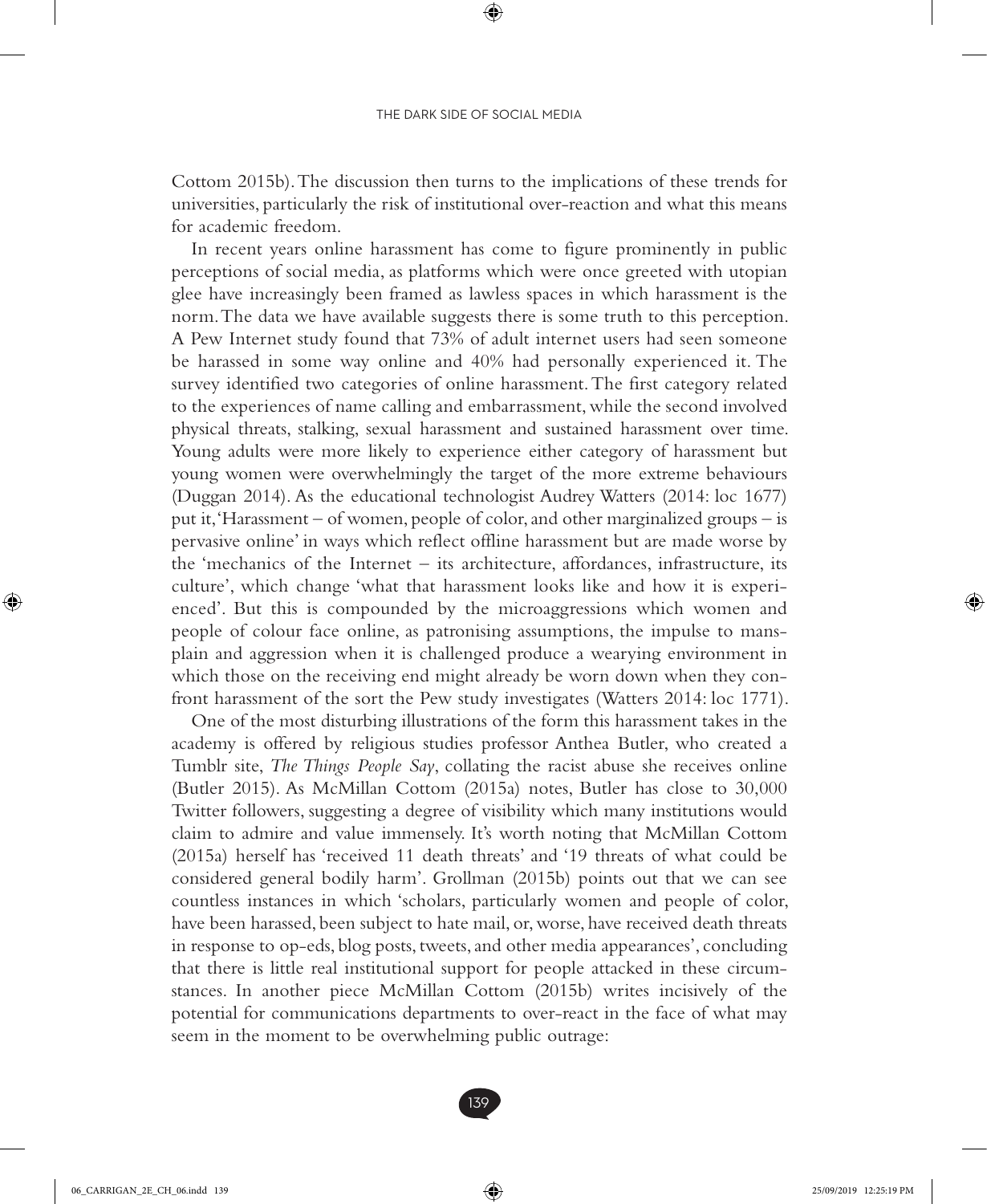Cottom 2015b). The discussion then turns to the implications of these trends for universities, particularly the risk of institutional over-reaction and what this means for academic freedom.

In recent years online harassment has come to figure prominently in public perceptions of social media, as platforms which were once greeted with utopian glee have increasingly been framed as lawless spaces in which harassment is the norm. The data we have available suggests there is some truth to this perception. A Pew Internet study found that 73% of adult internet users had seen someone be harassed in some way online and 40% had personally experienced it. The survey identified two categories of online harassment. The first category related to the experiences of name calling and embarrassment, while the second involved physical threats, stalking, sexual harassment and sustained harassment over time. Young adults were more likely to experience either category of harassment but young women were overwhelmingly the target of the more extreme behaviours (Duggan 2014). As the educational technologist Audrey Watters (2014: loc 1677) put it, 'Harassment – of women, people of color, and other marginalized groups – is pervasive online' in ways which reflect offline harassment but are made worse by the 'mechanics of the Internet – its architecture, affordances, infrastructure, its culture', which change 'what that harassment looks like and how it is experienced'. But this is compounded by the microaggressions which women and people of colour face online, as patronising assumptions, the impulse to mansplain and aggression when it is challenged produce a wearying environment in which those on the receiving end might already be worn down when they confront harassment of the sort the Pew study investigates (Watters 2014: loc 1771).

One of the most disturbing illustrations of the form this harassment takes in the academy is offered by religious studies professor Anthea Butler, who created a Tumblr site, *The Things People Say*, collating the racist abuse she receives online (Butler 2015). As McMillan Cottom (2015a) notes, Butler has close to 30,000 Twitter followers, suggesting a degree of visibility which many institutions would claim to admire and value immensely. It's worth noting that McMillan Cottom (2015a) herself has 'received 11 death threats' and '19 threats of what could be considered general bodily harm'. Grollman (2015b) points out that we can see countless instances in which 'scholars, particularly women and people of color, have been harassed, been subject to hate mail, or, worse, have received death threats in response to op-eds, blog posts, tweets, and other media appearances', concluding that there is little real institutional support for people attacked in these circumstances. In another piece McMillan Cottom (2015b) writes incisively of the potential for communications departments to over-react in the face of what may seem in the moment to be overwhelming public outrage: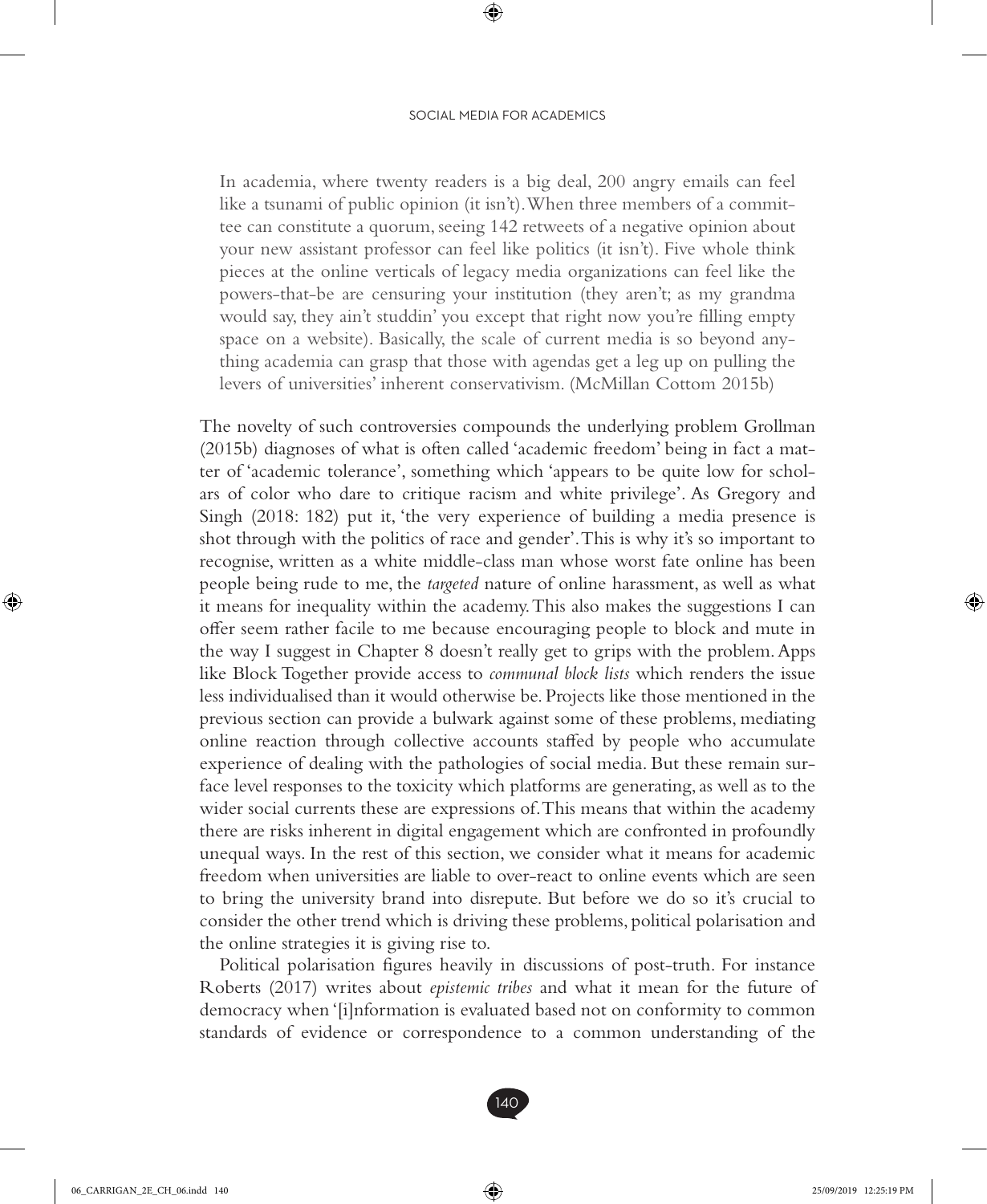> In academia, where twenty readers is a big deal, 200 angry emails can feel like a tsunami of public opinion (it isn't). When three members of a committee can constitute a quorum, seeing 142 retweets of a negative opinion about your new assistant professor can feel like politics (it isn't). Five whole think pieces at the online verticals of legacy media organizations can feel like the powers-that-be are censuring your institution (they aren't; as my grandma would say, they ain't studdin' you except that right now you're filling empty space on a website). Basically, the scale of current media is so beyond anything academia can grasp that those with agendas get a leg up on pulling the levers of universities' inherent conservativism. (McMillan Cottom 2015b)

The novelty of such controversies compounds the underlying problem Grollman (2015b) diagnoses of what is often called 'academic freedom' being in fact a matter of 'academic tolerance', something which 'appears to be quite low for scholars of color who dare to critique racism and white privilege'. As Gregory and Singh (2018: 182) put it, 'the very experience of building a media presence is shot through with the politics of race and gender'. This is why it's so important to recognise, written as a white middle-class man whose worst fate online has been people being rude to me, the *targeted* nature of online harassment, as well as what it means for inequality within the academy. This also makes the suggestions I can offer seem rather facile to me because encouraging people to block and mute in the way I suggest in Chapter 8 doesn't really get to grips with the problem. Apps like Block Together provide access to *communal block lists* which renders the issue less individualised than it would otherwise be. Projects like those mentioned in the previous section can provide a bulwark against some of these problems, mediating online reaction through collective accounts staffed by people who accumulate experience of dealing with the pathologies of social media. But these remain surface level responses to the toxicity which platforms are generating, as well as to the wider social currents these are expressions of. This means that within the academy there are risks inherent in digital engagement which are confronted in profoundly unequal ways. In the rest of this section, we consider what it means for academic freedom when universities are liable to over-react to online events which are seen to bring the university brand into disrepute. But before we do so it's crucial to consider the other trend which is driving these problems, political polarisation and the online strategies it is giving rise to.

Political polarisation figures heavily in discussions of post-truth. For instance Roberts (2017) writes about *epistemic tribes* and what it mean for the future of democracy when '[i]nformation is evaluated based not on conformity to common standards of evidence or correspondence to a common understanding of the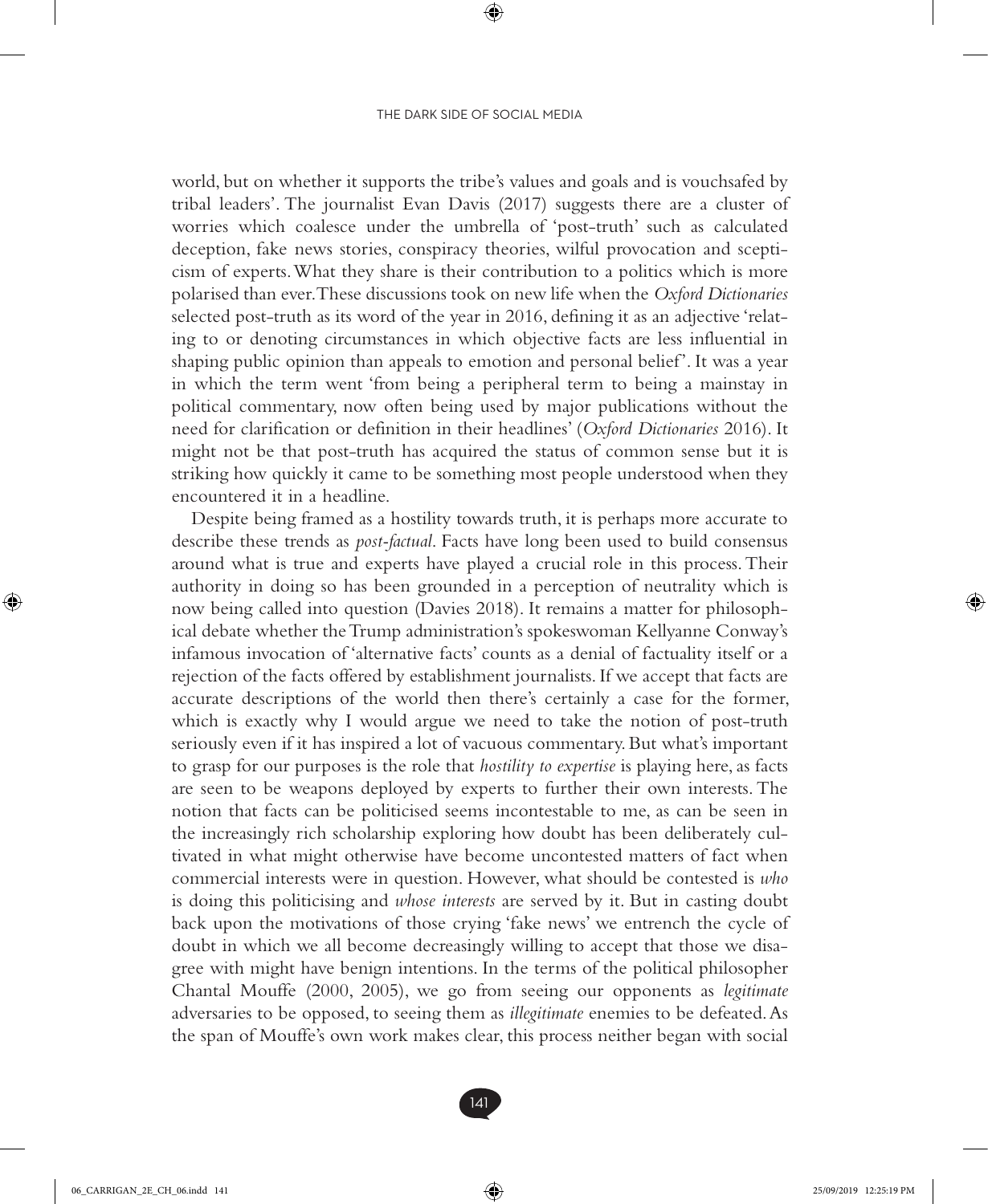world, but on whether it supports the tribe's values and goals and is vouchsafed by tribal leaders'. The journalist Evan Davis (2017) suggests there are a cluster of worries which coalesce under the umbrella of 'post-truth' such as calculated deception, fake news stories, conspiracy theories, wilful provocation and scepticism of experts. What they share is their contribution to a politics which is more polarised than ever. These discussions took on new life when the *Oxford Dictionaries* selected post-truth as its word of the year in 2016, defining it as an adjective 'relating to or denoting circumstances in which objective facts are less influential in shaping public opinion than appeals to emotion and personal belief'. It was a year in which the term went 'from being a peripheral term to being a mainstay in political commentary, now often being used by major publications without the need for clarification or definition in their headlines' (*Oxford Dictionaries* 2016). It might not be that post-truth has acquired the status of common sense but it is striking how quickly it came to be something most people understood when they encountered it in a headline.

Despite being framed as a hostility towards truth, it is perhaps more accurate to describe these trends as *post-factual*. Facts have long been used to build consensus around what is true and experts have played a crucial role in this process. Their authority in doing so has been grounded in a perception of neutrality which is now being called into question (Davies 2018). It remains a matter for philosophical debate whether the Trump administration's spokeswoman Kellyanne Conway's infamous invocation of 'alternative facts' counts as a denial of factuality itself or a rejection of the facts offered by establishment journalists. If we accept that facts are accurate descriptions of the world then there's certainly a case for the former, which is exactly why I would argue we need to take the notion of post-truth seriously even if it has inspired a lot of vacuous commentary. But what's important to grasp for our purposes is the role that *hostility to expertise* is playing here, as facts are seen to be weapons deployed by experts to further their own interests. The notion that facts can be politicised seems incontestable to me, as can be seen in the increasingly rich scholarship exploring how doubt has been deliberately cultivated in what might otherwise have become uncontested matters of fact when commercial interests were in question. However, what should be contested is *who* is doing this politicising and *whose interests* are served by it. But in casting doubt back upon the motivations of those crying 'fake news' we entrench the cycle of doubt in which we all become decreasingly willing to accept that those we disagree with might have benign intentions. In the terms of the political philosopher Chantal Mouffe (2000, 2005), we go from seeing our opponents as *legitimate* adversaries to be opposed, to seeing them as *illegitimate* enemies to be defeated. As the span of Mouffe's own work makes clear, this process neither began with social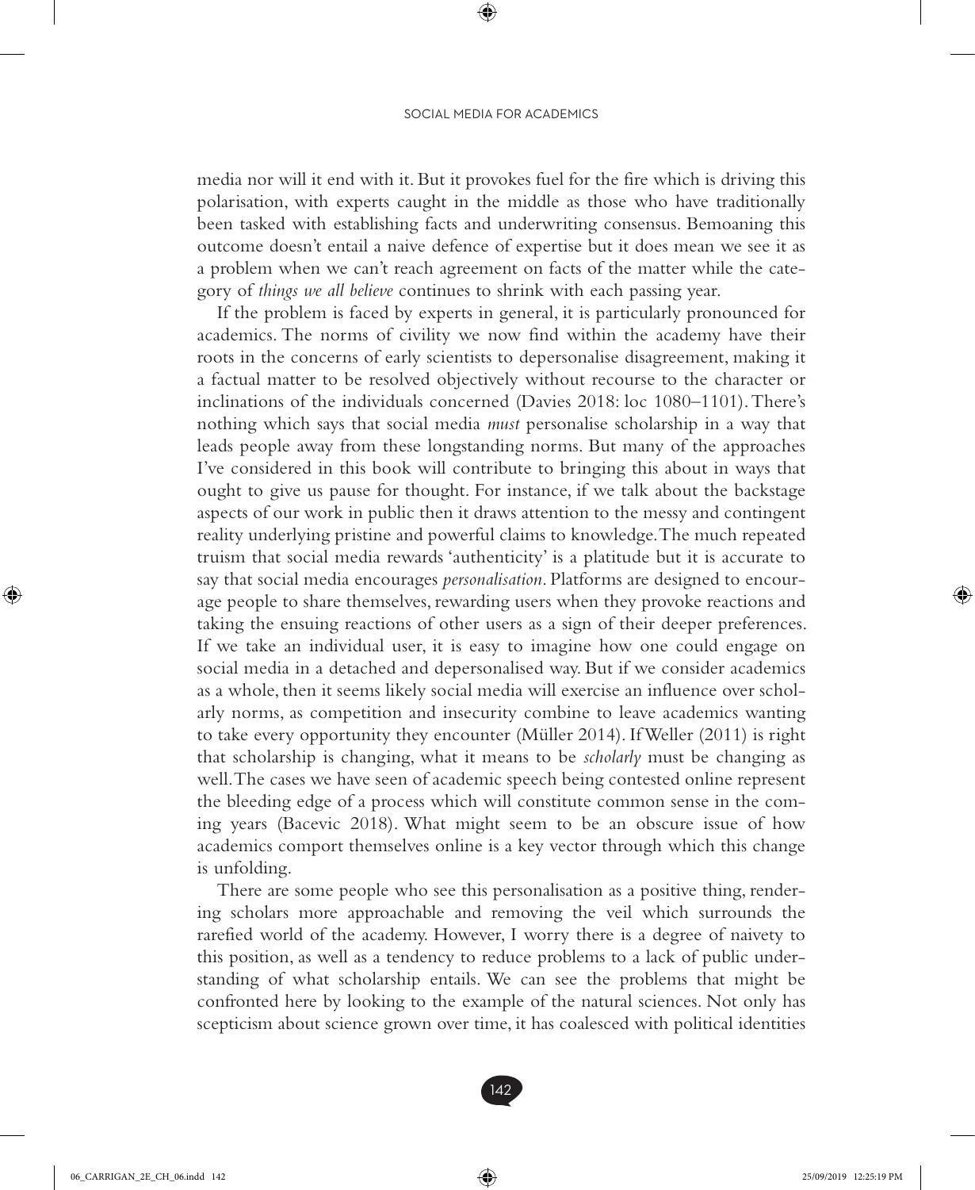media nor will it end with it. But it provokes fuel for the fire which is driving this polarisation, with experts caught in the middle as those who have traditionally been tasked with establishing facts and underwriting consensus. Bemoaning this outcome doesn't entail a naive defence of expertise but it does mean we see it as a problem when we can't reach agreement on facts of the matter while the category of *things we all believe* continues to shrink with each passing year.

If the problem is faced by experts in general, it is particularly pronounced for academics. The norms of civility we now find within the academy have their roots in the concerns of early scientists to depersonalise disagreement, making it a factual matter to be resolved objectively without recourse to the character or inclinations of the individuals concerned (Davies 2018: loc 1080–1101). There's nothing which says that social media *must* personalise scholarship in a way that leads people away from these longstanding norms. But many of the approaches I've considered in this book will contribute to bringing this about in ways that ought to give us pause for thought. For instance, if we talk about the backstage aspects of our work in public then it draws attention to the messy and contingent reality underlying pristine and powerful claims to knowledge. The much repeated truism that social media rewards 'authenticity' is a platitude but it is accurate to say that social media encourages *personalisation*. Platforms are designed to encourage people to share themselves, rewarding users when they provoke reactions and taking the ensuing reactions of other users as a sign of their deeper preferences. If we take an individual user, it is easy to imagine how one could engage on social media in a detached and depersonalised way. But if we consider academics as a whole, then it seems likely social media will exercise an influence over scholarly norms, as competition and insecurity combine to leave academics wanting to take every opportunity they encounter (Müller 2014). If Weller (2011) is right that scholarship is changing, what it means to be *scholarly* must be changing as well. The cases we have seen of academic speech being contested online represent the bleeding edge of a process which will constitute common sense in the coming years (Bacevic 2018). What might seem to be an obscure issue of how academics comport themselves online is a key vector through which this change is unfolding.

There are some people who see this personalisation as a positive thing, rendering scholars more approachable and removing the veil which surrounds the rarefied world of the academy. However, I worry there is a degree of naivety to this position, as well as a tendency to reduce problems to a lack of public understanding of what scholarship entails. We can see the problems that might be confronted here by looking to the example of the natural sciences. Not only has scepticism about science grown over time, it has coalesced with political identities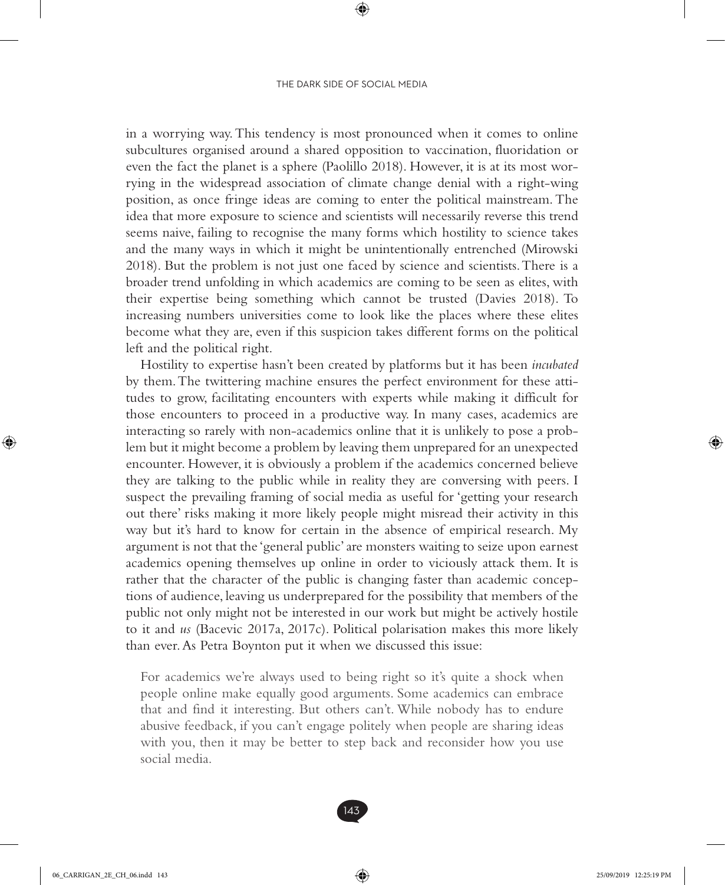in a worrying way. This tendency is most pronounced when it comes to online subcultures organised around a shared opposition to vaccination, fluoridation or even the fact the planet is a sphere (Paolillo 2018). However, it is at its most worrying in the widespread association of climate change denial with a right-wing position, as once fringe ideas are coming to enter the political mainstream. The idea that more exposure to science and scientists will necessarily reverse this trend seems naive, failing to recognise the many forms which hostility to science takes and the many ways in which it might be unintentionally entrenched (Mirowski 2018). But the problem is not just one faced by science and scientists. There is a broader trend unfolding in which academics are coming to be seen as elites, with their expertise being something which cannot be trusted (Davies 2018). To increasing numbers universities come to look like the places where these elites become what they are, even if this suspicion takes different forms on the political left and the political right.

Hostility to expertise hasn't been created by platforms but it has been *incubated* by them. The twittering machine ensures the perfect environment for these attitudes to grow, facilitating encounters with experts while making it difficult for those encounters to proceed in a productive way. In many cases, academics are interacting so rarely with non-academics online that it is unlikely to pose a problem but it might become a problem by leaving them unprepared for an unexpected encounter. However, it is obviously a problem if the academics concerned believe they are talking to the public while in reality they are conversing with peers. I suspect the prevailing framing of social media as useful for 'getting your research out there' risks making it more likely people might misread their activity in this way but it's hard to know for certain in the absence of empirical research. My argument is not that the 'general public' are monsters waiting to seize upon earnest academics opening themselves up online in order to viciously attack them. It is rather that the character of the public is changing faster than academic conceptions of audience, leaving us underprepared for the possibility that members of the public not only might not be interested in our work but might be actively hostile to it and *us* (Bacevic 2017a, 2017c). Political polarisation makes this more likely than ever. As Petra Boynton put it when we discussed this issue:

> For academics we're always used to being right so it's quite a shock when people online make equally good arguments. Some academics can embrace that and find it interesting. But others can't. While nobody has to endure abusive feedback, if you can't engage politely when people are sharing ideas with you, then it may be better to step back and reconsider how you use social media.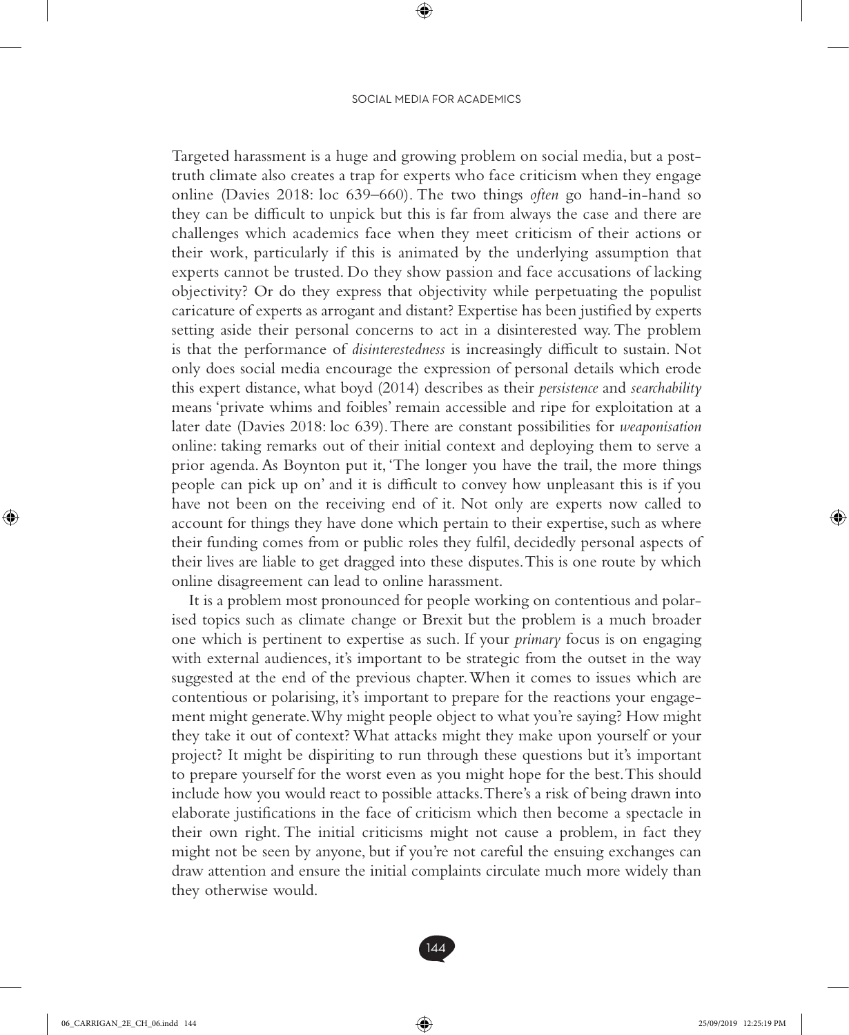Targeted harassment is a huge and growing problem on social media, but a post-truth climate also creates a trap for experts who face criticism when they engage online (Davies 2018: loc 639–660). The two things *often* go hand-in-hand so they can be difficult to unpick but this is far from always the case and there are challenges which academics face when they meet criticism of their actions or their work, particularly if this is animated by the underlying assumption that experts cannot be trusted. Do they show passion and face accusations of lacking objectivity? Or do they express that objectivity while perpetuating the populist caricature of experts as arrogant and distant? Expertise has been justified by experts setting aside their personal concerns to act in a disinterested way. The problem is that the performance of *disinterestedness* is increasingly difficult to sustain. Not only does social media encourage the expression of personal details which erode this expert distance, what boyd (2014) describes as their *persistence* and *searchability* means 'private whims and foibles' remain accessible and ripe for exploitation at a later date (Davies 2018: loc 639). There are constant possibilities for *weaponisation* online: taking remarks out of their initial context and deploying them to serve a prior agenda. As Boynton put it, 'The longer you have the trail, the more things people can pick up on' and it is difficult to convey how unpleasant this is if you have not been on the receiving end of it. Not only are experts now called to account for things they have done which pertain to their expertise, such as where their funding comes from or public roles they fulfil, decidedly personal aspects of their lives are liable to get dragged into these disputes. This is one route by which online disagreement can lead to online harassment.

It is a problem most pronounced for people working on contentious and polarised topics such as climate change or Brexit but the problem is a much broader one which is pertinent to expertise as such. If your *primary* focus is on engaging with external audiences, it's important to be strategic from the outset in the way suggested at the end of the previous chapter. When it comes to issues which are contentious or polarising, it's important to prepare for the reactions your engagement might generate. Why might people object to what you're saying? How might they take it out of context? What attacks might they make upon yourself or your project? It might be dispiriting to run through these questions but it's important to prepare yourself for the worst even as you might hope for the best. This should include how you would react to possible attacks. There's a risk of being drawn into elaborate justifications in the face of criticism which then become a spectacle in their own right. The initial criticisms might not cause a problem, in fact they might not be seen by anyone, but if you're not careful the ensuing exchanges can draw attention and ensure the initial complaints circulate much more widely than they otherwise would.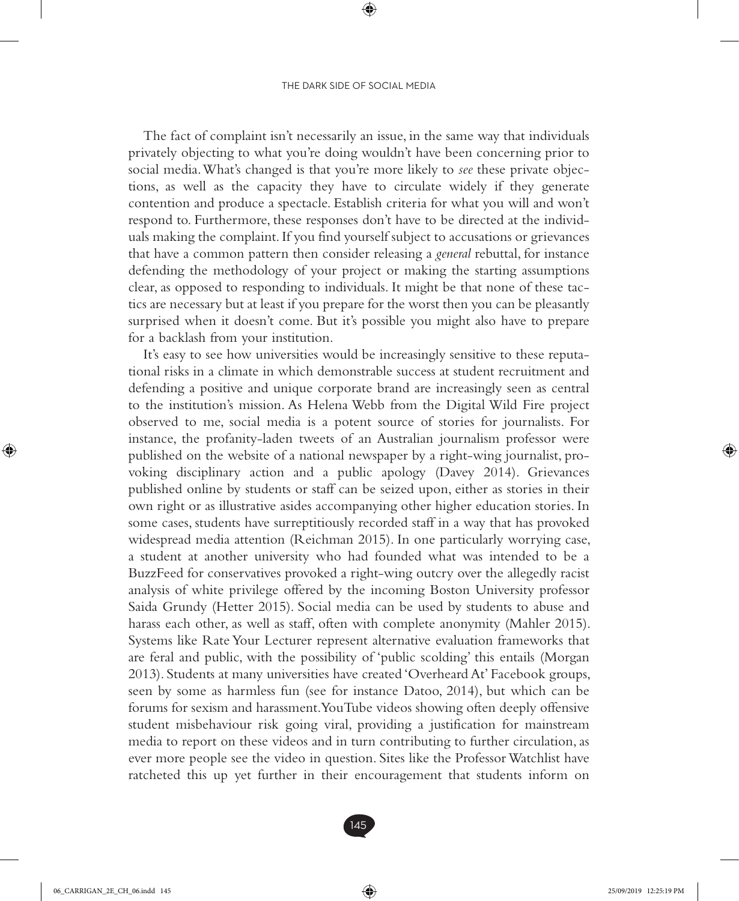The fact of complaint isn't necessarily an issue, in the same way that individuals privately objecting to what you're doing wouldn't have been concerning prior to social media. What's changed is that you're more likely to *see* these private objections, as well as the capacity they have to circulate widely if they generate contention and produce a spectacle. Establish criteria for what you will and won't respond to. Furthermore, these responses don't have to be directed at the individuals making the complaint. If you find yourself subject to accusations or grievances that have a common pattern then consider releasing a *general* rebuttal, for instance defending the methodology of your project or making the starting assumptions clear, as opposed to responding to individuals. It might be that none of these tactics are necessary but at least if you prepare for the worst then you can be pleasantly surprised when it doesn't come. But it's possible you might also have to prepare for a backlash from your institution.

It's easy to see how universities would be increasingly sensitive to these reputational risks in a climate in which demonstrable success at student recruitment and defending a positive and unique corporate brand are increasingly seen as central to the institution's mission. As Helena Webb from the Digital Wild Fire project observed to me, social media is a potent source of stories for journalists. For instance, the profanity-laden tweets of an Australian journalism professor were published on the website of a national newspaper by a right-wing journalist, provoking disciplinary action and a public apology (Davey 2014). Grievances published online by students or staff can be seized upon, either as stories in their own right or as illustrative asides accompanying other higher education stories. In some cases, students have surreptitiously recorded staff in a way that has provoked widespread media attention (Reichman 2015). In one particularly worrying case, a student at another university who had founded what was intended to be a BuzzFeed for conservatives provoked a right-wing outcry over the allegedly racist analysis of white privilege offered by the incoming Boston University professor Saida Grundy (Hetter 2015). Social media can be used by students to abuse and harass each other, as well as staff, often with complete anonymity (Mahler 2015). Systems like Rate Your Lecturer represent alternative evaluation frameworks that are feral and public, with the possibility of 'public scolding' this entails (Morgan 2013). Students at many universities have created 'Overheard At' Facebook groups, seen by some as harmless fun (see for instance Datoo, 2014), but which can be forums for sexism and harassment. YouTube videos showing often deeply offensive student misbehaviour risk going viral, providing a justification for mainstream media to report on these videos and in turn contributing to further circulation, as ever more people see the video in question. Sites like the Professor Watchlist have ratcheted this up yet further in their encouragement that students inform on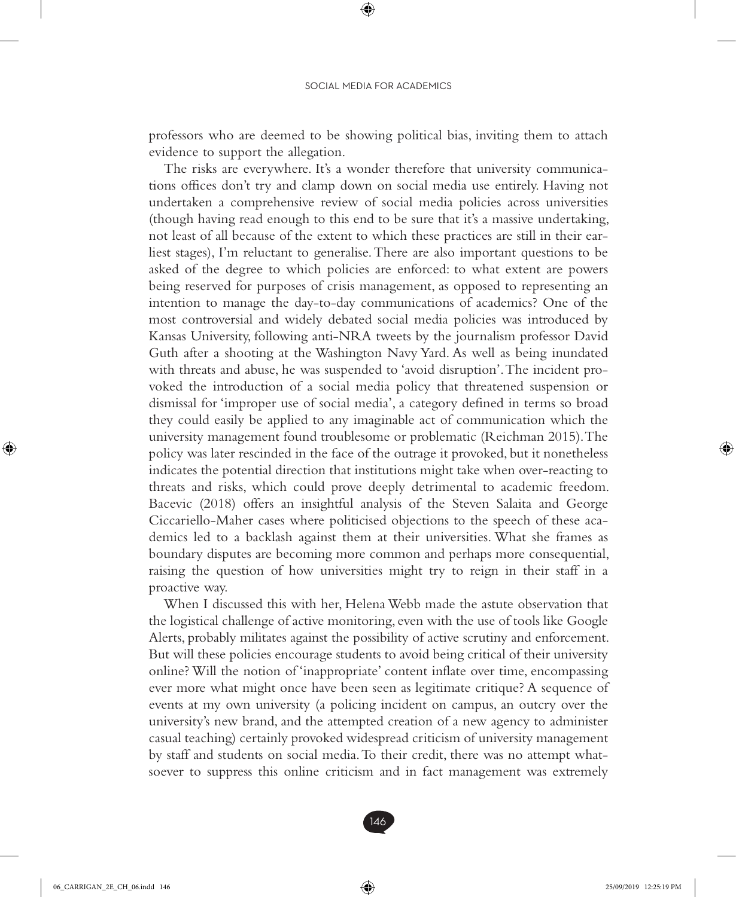professors who are deemed to be showing political bias, inviting them to attach evidence to support the allegation.

The risks are everywhere. It's a wonder therefore that university communications offices don't try and clamp down on social media use entirely. Having not undertaken a comprehensive review of social media policies across universities (though having read enough to this end to be sure that it's a massive undertaking, not least of all because of the extent to which these practices are still in their earliest stages), I'm reluctant to generalise. There are also important questions to be asked of the degree to which policies are enforced: to what extent are powers being reserved for purposes of crisis management, as opposed to representing an intention to manage the day-to-day communications of academics? One of the most controversial and widely debated social media policies was introduced by Kansas University, following anti-NRA tweets by the journalism professor David Guth after a shooting at the Washington Navy Yard. As well as being inundated with threats and abuse, he was suspended to 'avoid disruption'. The incident provoked the introduction of a social media policy that threatened suspension or dismissal for 'improper use of social media', a category defined in terms so broad they could easily be applied to any imaginable act of communication which the university management found troublesome or problematic (Reichman 2015). The policy was later rescinded in the face of the outrage it provoked, but it nonetheless indicates the potential direction that institutions might take when over-reacting to threats and risks, which could prove deeply detrimental to academic freedom. Bacevic (2018) offers an insightful analysis of the Steven Salaita and George Ciccariello-Maher cases where politicised objections to the speech of these academics led to a backlash against them at their universities. What she frames as boundary disputes are becoming more common and perhaps more consequential, raising the question of how universities might try to reign in their staff in a proactive way.

When I discussed this with her, Helena Webb made the astute observation that the logistical challenge of active monitoring, even with the use of tools like Google Alerts, probably militates against the possibility of active scrutiny and enforcement. But will these policies encourage students to avoid being critical of their university online? Will the notion of 'inappropriate' content inflate over time, encompassing ever more what might once have been seen as legitimate critique? A sequence of events at my own university (a policing incident on campus, an outcry over the university's new brand, and the attempted creation of a new agency to administer casual teaching) certainly provoked widespread criticism of university management by staff and students on social media. To their credit, there was no attempt whatsoever to suppress this online criticism and in fact management was extremely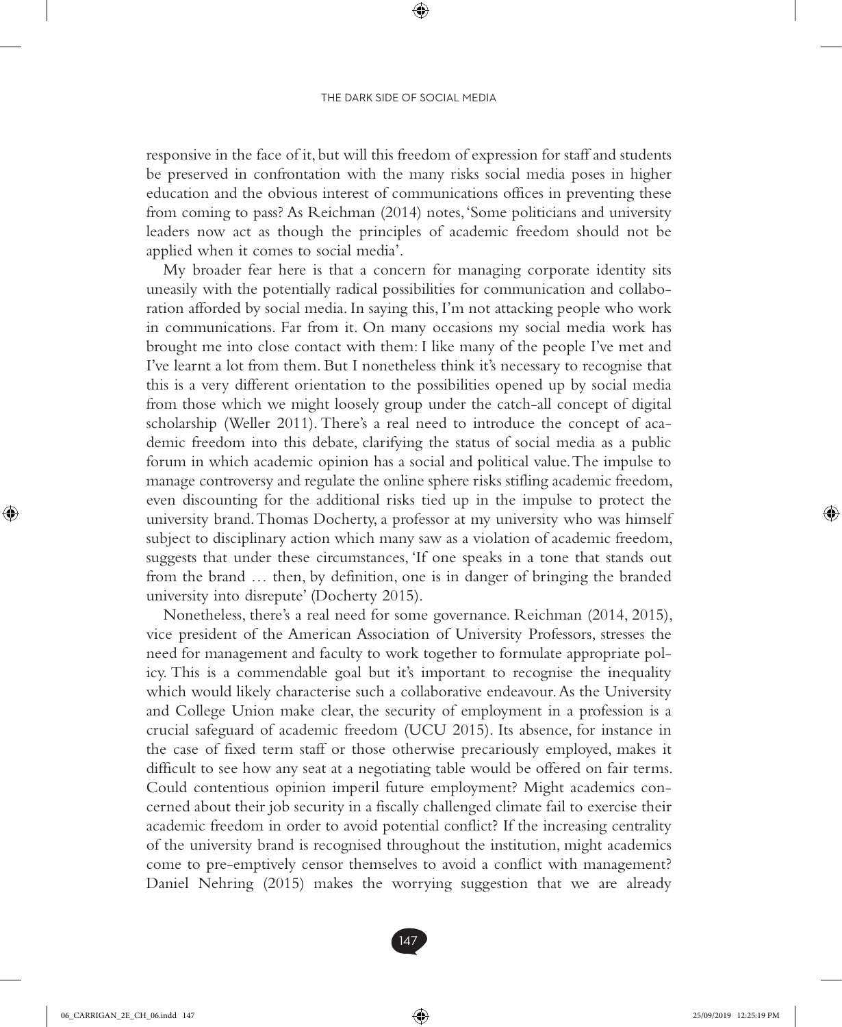responsive in the face of it, but will this freedom of expression for staff and students be preserved in confrontation with the many risks social media poses in higher education and the obvious interest of communications offices in preventing these from coming to pass? As Reichman (2014) notes, 'Some politicians and university leaders now act as though the principles of academic freedom should not be applied when it comes to social media'.

My broader fear here is that a concern for managing corporate identity sits uneasily with the potentially radical possibilities for communication and collaboration afforded by social media. In saying this, I'm not attacking people who work in communications. Far from it. On many occasions my social media work has brought me into close contact with them: I like many of the people I've met and I've learnt a lot from them. But I nonetheless think it's necessary to recognise that this is a very different orientation to the possibilities opened up by social media from those which we might loosely group under the catch-all concept of digital scholarship (Weller 2011). There's a real need to introduce the concept of academic freedom into this debate, clarifying the status of social media as a public forum in which academic opinion has a social and political value. The impulse to manage controversy and regulate the online sphere risks stifling academic freedom, even discounting for the additional risks tied up in the impulse to protect the university brand. Thomas Docherty, a professor at my university who was himself subject to disciplinary action which many saw as a violation of academic freedom, suggests that under these circumstances, 'If one speaks in a tone that stands out from the brand … then, by definition, one is in danger of bringing the branded university into disrepute' (Docherty 2015).

Nonetheless, there's a real need for some governance. Reichman (2014, 2015), vice president of the American Association of University Professors, stresses the need for management and faculty to work together to formulate appropriate policy. This is a commendable goal but it's important to recognise the inequality which would likely characterise such a collaborative endeavour. As the University and College Union make clear, the security of employment in a profession is a crucial safeguard of academic freedom (UCU 2015). Its absence, for instance in the case of fixed term staff or those otherwise precariously employed, makes it difficult to see how any seat at a negotiating table would be offered on fair terms. Could contentious opinion imperil future employment? Might academics concerned about their job security in a fiscally challenged climate fail to exercise their academic freedom in order to avoid potential conflict? If the increasing centrality of the university brand is recognised throughout the institution, might academics come to pre-emptively censor themselves to avoid a conflict with management? Daniel Nehring (2015) makes the worrying suggestion that we are already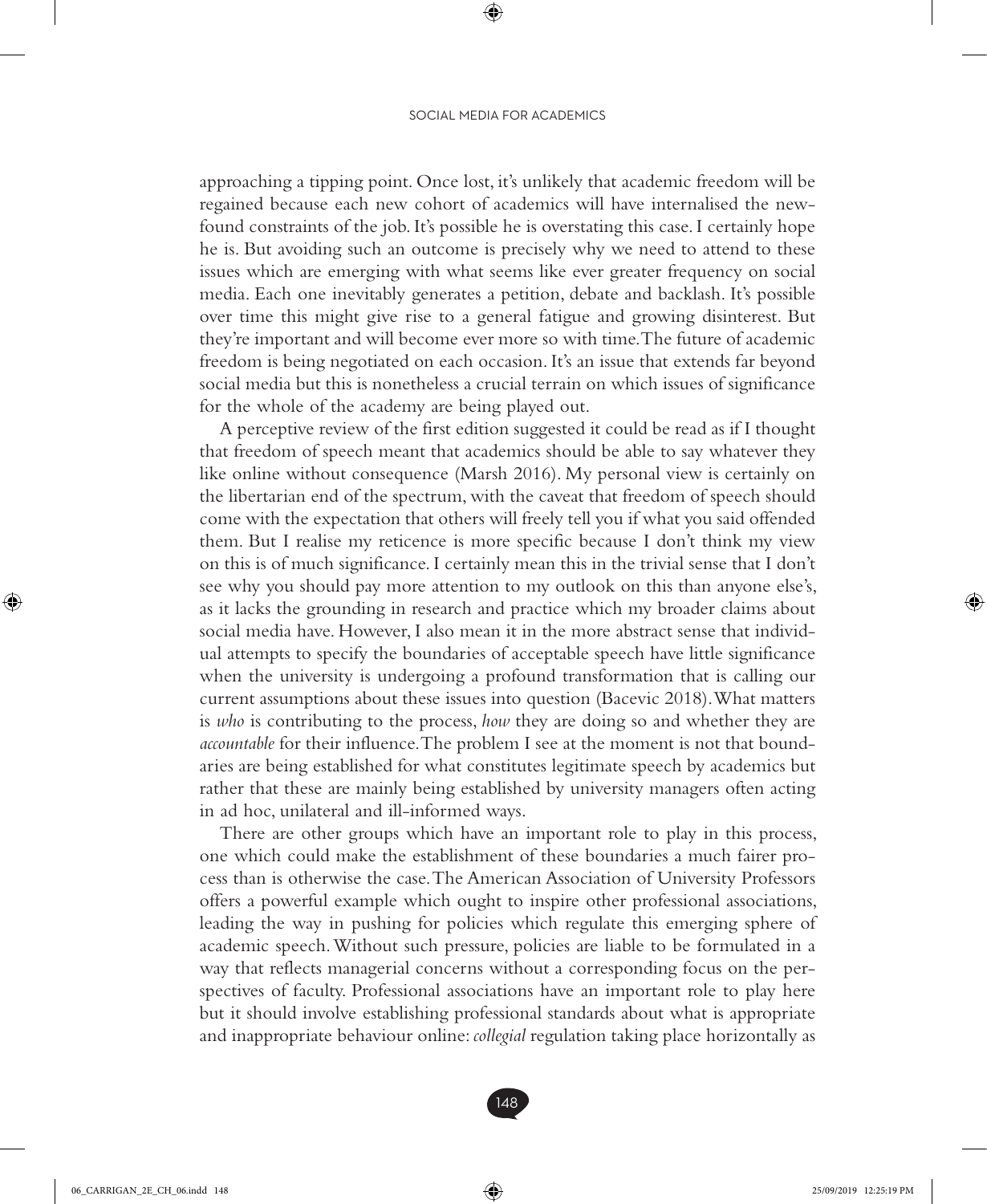approaching a tipping point. Once lost, it's unlikely that academic freedom will be regained because each new cohort of academics will have internalised the new-found constraints of the job. It's possible he is overstating this case. I certainly hope he is. But avoiding such an outcome is precisely why we need to attend to these issues which are emerging with what seems like ever greater frequency on social media. Each one inevitably generates a petition, debate and backlash. It's possible over time this might give rise to a general fatigue and growing disinterest. But they're important and will become ever more so with time. The future of academic freedom is being negotiated on each occasion. It's an issue that extends far beyond social media but this is nonetheless a crucial terrain on which issues of significance for the whole of the academy are being played out.

A perceptive review of the first edition suggested it could be read as if I thought that freedom of speech meant that academics should be able to say whatever they like online without consequence (Marsh 2016). My personal view is certainly on the libertarian end of the spectrum, with the caveat that freedom of speech should come with the expectation that others will freely tell you if what you said offended them. But I realise my reticence is more specific because I don't think my view on this is of much significance. I certainly mean this in the trivial sense that I don't see why you should pay more attention to my outlook on this than anyone else's, as it lacks the grounding in research and practice which my broader claims about social media have. However, I also mean it in the more abstract sense that individual attempts to specify the boundaries of acceptable speech have little significance when the university is undergoing a profound transformation that is calling our current assumptions about these issues into question (Bacevic 2018). What matters is *who* is contributing to the process, *how* they are doing so and whether they are *accountable* for their influence. The problem I see at the moment is not that boundaries are being established for what constitutes legitimate speech by academics but rather that these are mainly being established by university managers often acting in ad hoc, unilateral and ill-informed ways.

There are other groups which have an important role to play in this process, one which could make the establishment of these boundaries a much fairer process than is otherwise the case. The American Association of University Professors offers a powerful example which ought to inspire other professional associations, leading the way in pushing for policies which regulate this emerging sphere of academic speech. Without such pressure, policies are liable to be formulated in a way that reflects managerial concerns without a corresponding focus on the perspectives of faculty. Professional associations have an important role to play here but it should involve establishing professional standards about what is appropriate and inappropriate behaviour online: *collegial* regulation taking place horizontally as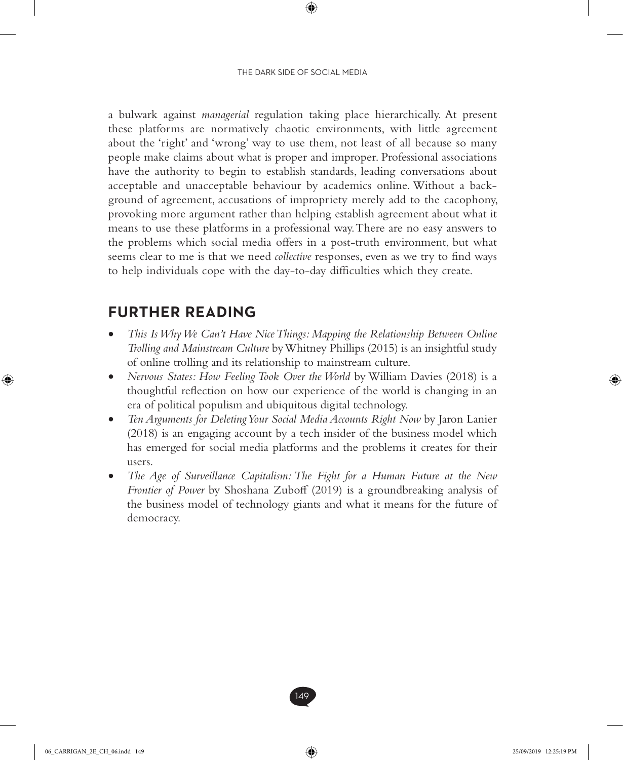a bulwark against *managerial* regulation taking place hierarchically. At present these platforms are normatively chaotic environments, with little agreement about the 'right' and 'wrong' way to use them, not least of all because so many people make claims about what is proper and improper. Professional associations have the authority to begin to establish standards, leading conversations about acceptable and unacceptable behaviour by academics online. Without a background of agreement, accusations of impropriety merely add to the cacophony, provoking more argument rather than helping establish agreement about what it means to use these platforms in a professional way. There are no easy answers to the problems which social media offers in a post-truth environment, but what seems clear to me is that we need *collective* responses, even as we try to find ways to help individuals cope with the day-to-day difficulties which they create.

## FURTHER READING

- *This Is Why We Can't Have Nice Things: Mapping the Relationship Between Online Trolling and Mainstream Culture* by Whitney Phillips (2015) is an insightful study of online trolling and its relationship to mainstream culture.
- *Nervous States: How Feeling Took Over the World* by William Davies (2018) is a thoughtful reflection on how our experience of the world is changing in an era of political populism and ubiquitous digital technology.
- *Ten Arguments for Deleting Your Social Media Accounts Right Now* by Jaron Lanier (2018) is an engaging account by a tech insider of the business model which has emerged for social media platforms and the problems it creates for their users.
- *The Age of Surveillance Capitalism: The Fight for a Human Future at the New Frontier of Power* by Shoshana Zuboff (2019) is a groundbreaking analysis of the business model of technology giants and what it means for the future of democracy.